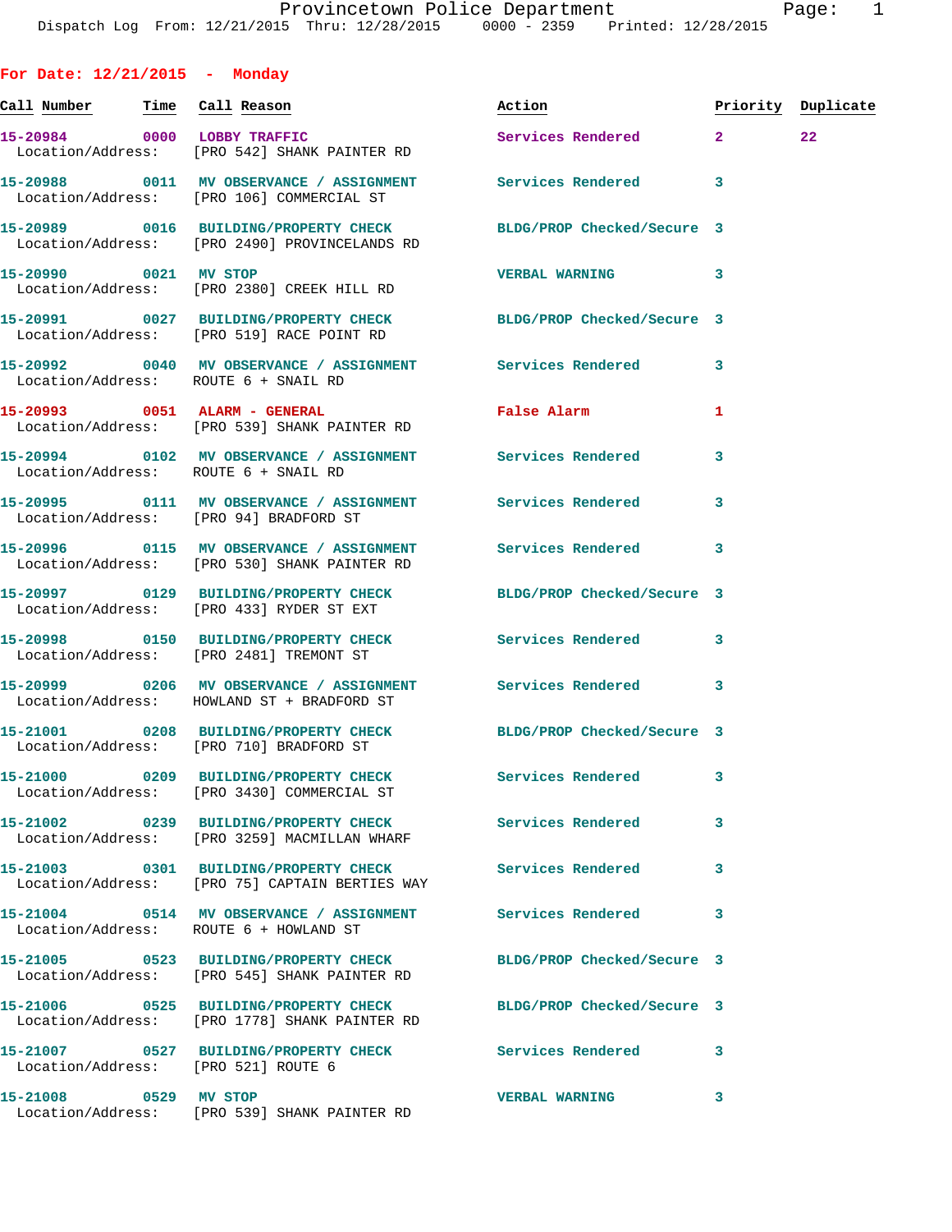Provincetown Police Department
Dispatch Log From: 12/21/2015 Thru: 12/28/2015 0000 - 2359 Printed: 12/28/2015

## For Date: 12/21/2015 - Monday

| Call Number | Time | Call Reason | Action | Priority | Duplicate |
|---|---|---|---|---|---|
| 15-20984 | 0000 | LOBBY TRAFFIC | Services Rendered | 2 | 22 |
| Location/Address: | | [PRO 542] SHANK PAINTER RD | | | |
| 15-20988 | 0011 | MV OBSERVANCE / ASSIGNMENT | Services Rendered | 3 | |
| Location/Address: | | [PRO 106] COMMERCIAL ST | | | |
| 15-20989 | 0016 | BUILDING/PROPERTY CHECK | BLDG/PROP Checked/Secure | 3 | |
| Location/Address: | | [PRO 2490] PROVINCELANDS RD | | | |
| 15-20990 | 0021 | MV STOP | VERBAL WARNING | 3 | |
| Location/Address: | | [PRO 2380] CREEK HILL RD | | | |
| 15-20991 | 0027 | BUILDING/PROPERTY CHECK | BLDG/PROP Checked/Secure | 3 | |
| Location/Address: | | [PRO 519] RACE POINT RD | | | |
| 15-20992 | 0040 | MV OBSERVANCE / ASSIGNMENT | Services Rendered | 3 | |
| Location/Address: | | ROUTE 6 + SNAIL RD | | | |
| 15-20993 | 0051 | ALARM - GENERAL | False Alarm | 1 | |
| Location/Address: | | [PRO 539] SHANK PAINTER RD | | | |
| 15-20994 | 0102 | MV OBSERVANCE / ASSIGNMENT | Services Rendered | 3 | |
| Location/Address: | | ROUTE 6 + SNAIL RD | | | |
| 15-20995 | 0111 | MV OBSERVANCE / ASSIGNMENT | Services Rendered | 3 | |
| Location/Address: | | [PRO 94] BRADFORD ST | | | |
| 15-20996 | 0115 | MV OBSERVANCE / ASSIGNMENT | Services Rendered | 3 | |
| Location/Address: | | [PRO 530] SHANK PAINTER RD | | | |
| 15-20997 | 0129 | BUILDING/PROPERTY CHECK | BLDG/PROP Checked/Secure | 3 | |
| Location/Address: | | [PRO 433] RYDER ST EXT | | | |
| 15-20998 | 0150 | BUILDING/PROPERTY CHECK | Services Rendered | 3 | |
| Location/Address: | | [PRO 2481] TREMONT ST | | | |
| 15-20999 | 0206 | MV OBSERVANCE / ASSIGNMENT | Services Rendered | 3 | |
| Location/Address: | | HOWLAND ST + BRADFORD ST | | | |
| 15-21001 | 0208 | BUILDING/PROPERTY CHECK | BLDG/PROP Checked/Secure | 3 | |
| Location/Address: | | [PRO 710] BRADFORD ST | | | |
| 15-21000 | 0209 | BUILDING/PROPERTY CHECK | Services Rendered | 3 | |
| Location/Address: | | [PRO 3430] COMMERCIAL ST | | | |
| 15-21002 | 0239 | BUILDING/PROPERTY CHECK | Services Rendered | 3 | |
| Location/Address: | | [PRO 3259] MACMILLAN WHARF | | | |
| 15-21003 | 0301 | BUILDING/PROPERTY CHECK | Services Rendered | 3 | |
| Location/Address: | | [PRO 75] CAPTAIN BERTIES WAY | | | |
| 15-21004 | 0514 | MV OBSERVANCE / ASSIGNMENT | Services Rendered | 3 | |
| Location/Address: | | ROUTE 6 + HOWLAND ST | | | |
| 15-21005 | 0523 | BUILDING/PROPERTY CHECK | BLDG/PROP Checked/Secure | 3 | |
| Location/Address: | | [PRO 545] SHANK PAINTER RD | | | |
| 15-21006 | 0525 | BUILDING/PROPERTY CHECK | BLDG/PROP Checked/Secure | 3 | |
| Location/Address: | | [PRO 1778] SHANK PAINTER RD | | | |
| 15-21007 | 0527 | BUILDING/PROPERTY CHECK | Services Rendered | 3 | |
| Location/Address: | | [PRO 521] ROUTE 6 | | | |
| 15-21008 | 0529 | MV STOP | VERBAL WARNING | 3 | |
| Location/Address: | | [PRO 539] SHANK PAINTER RD | | | |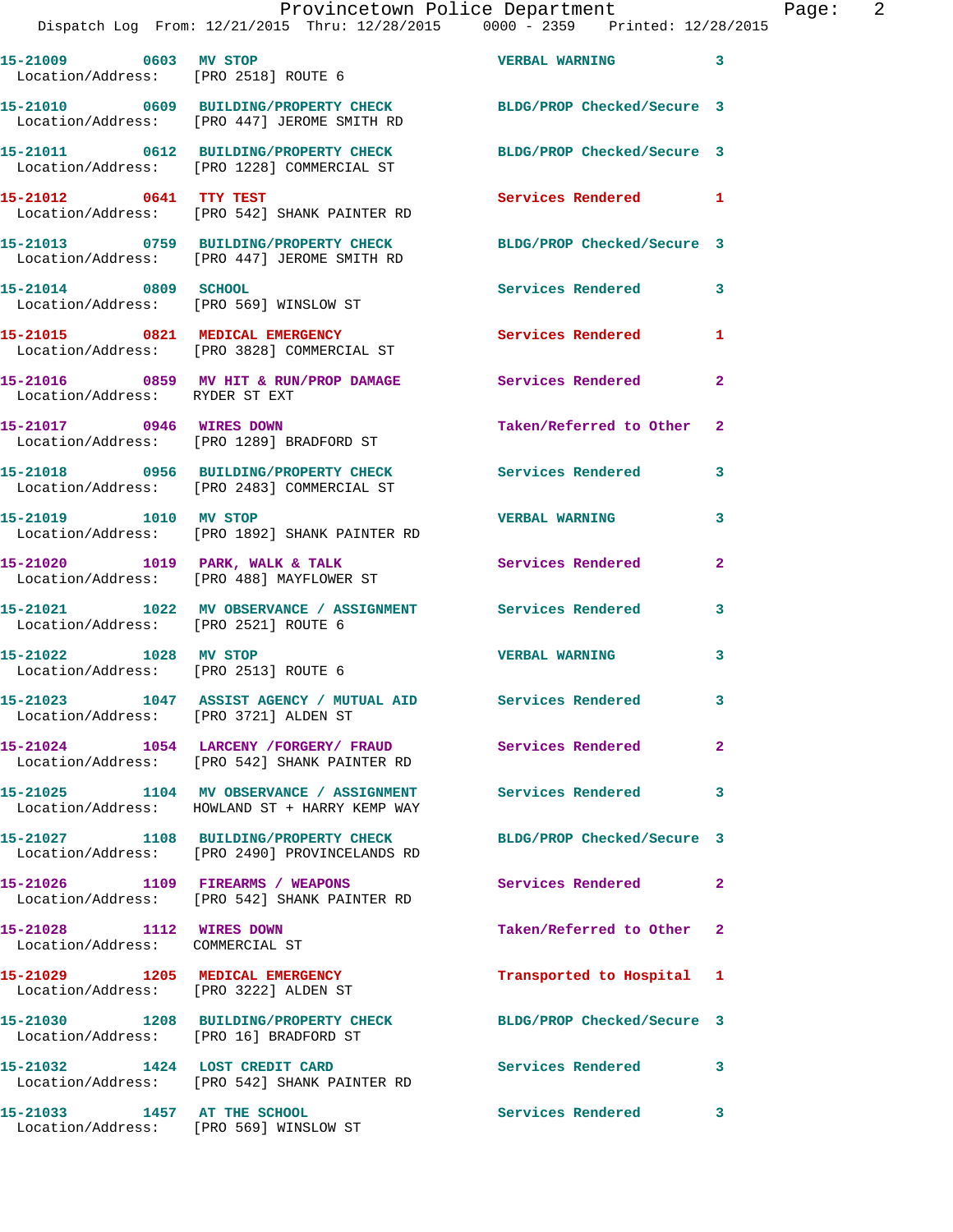15-21009 0603 MV STOP VERBAL WARNING 3
Location/Address: [PRO 2518] ROUTE 6

15-21010 0609 BUILDING/PROPERTY CHECK BLDG/PROP Checked/Secure 3
Location/Address: [PRO 447] JEROME SMITH RD

15-21011 0612 BUILDING/PROPERTY CHECK BLDG/PROP Checked/Secure 3
Location/Address: [PRO 1228] COMMERCIAL ST

15-21012 0641 TTY TEST Services Rendered 1
Location/Address: [PRO 542] SHANK PAINTER RD

15-21013 0759 BUILDING/PROPERTY CHECK BLDG/PROP Checked/Secure 3
Location/Address: [PRO 447] JEROME SMITH RD

15-21014 0809 SCHOOL Services Rendered 3
Location/Address: [PRO 569] WINSLOW ST

15-21015 0821 MEDICAL EMERGENCY Services Rendered 1
Location/Address: [PRO 3828] COMMERCIAL ST

15-21016 0859 MV HIT & RUN/PROP DAMAGE Services Rendered 2
Location/Address: RYDER ST EXT

15-21017 0946 WIRES DOWN Taken/Referred to Other 2
Location/Address: [PRO 1289] BRADFORD ST

15-21018 0956 BUILDING/PROPERTY CHECK Services Rendered 3
Location/Address: [PRO 2483] COMMERCIAL ST

15-21019 1010 MV STOP VERBAL WARNING 3
Location/Address: [PRO 1892] SHANK PAINTER RD

15-21020 1019 PARK, WALK & TALK Services Rendered 2
Location/Address: [PRO 488] MAYFLOWER ST

15-21021 1022 MV OBSERVANCE / ASSIGNMENT Services Rendered 3
Location/Address: [PRO 2521] ROUTE 6

15-21022 1028 MV STOP VERBAL WARNING 3
Location/Address: [PRO 2513] ROUTE 6

15-21023 1047 ASSIST AGENCY / MUTUAL AID Services Rendered 3
Location/Address: [PRO 3721] ALDEN ST

15-21024 1054 LARCENY /FORGERY/ FRAUD Services Rendered 2
Location/Address: [PRO 542] SHANK PAINTER RD

15-21025 1104 MV OBSERVANCE / ASSIGNMENT Services Rendered 3
Location/Address: HOWLAND ST + HARRY KEMP WAY

15-21027 1108 BUILDING/PROPERTY CHECK BLDG/PROP Checked/Secure 3
Location/Address: [PRO 2490] PROVINCELANDS RD

15-21026 1109 FIREARMS / WEAPONS Services Rendered 2
Location/Address: [PRO 542] SHANK PAINTER RD

15-21028 1112 WIRES DOWN Taken/Referred to Other 2
Location/Address: COMMERCIAL ST

15-21029 1205 MEDICAL EMERGENCY Transported to Hospital 1
Location/Address: [PRO 3222] ALDEN ST

15-21030 1208 BUILDING/PROPERTY CHECK BLDG/PROP Checked/Secure 3
Location/Address: [PRO 16] BRADFORD ST

15-21032 1424 LOST CREDIT CARD Services Rendered 3
Location/Address: [PRO 542] SHANK PAINTER RD

15-21033 1457 AT THE SCHOOL Services Rendered 3
Location/Address: [PRO 569] WINSLOW ST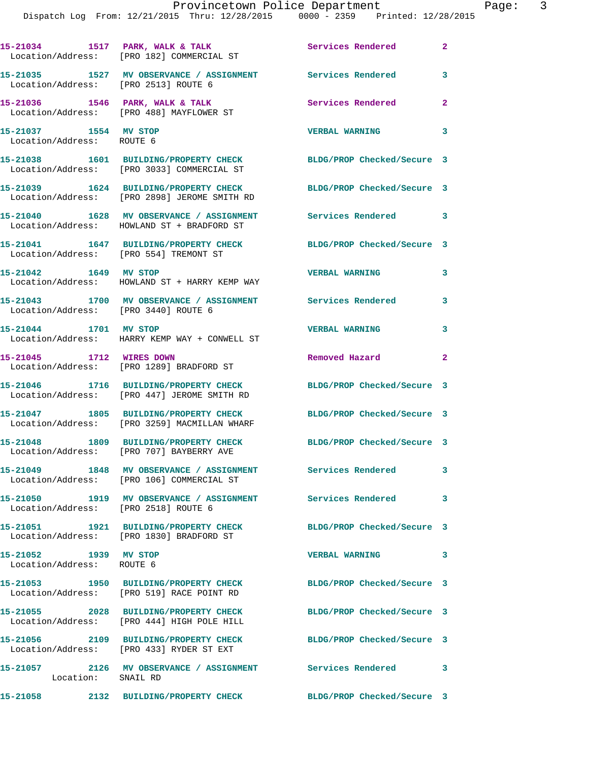15-21034 1517 PARK, WALK & TALK Services Rendered 2
Location/Address: [PRO 182] COMMERCIAL ST

15-21035 1527 MV OBSERVANCE / ASSIGNMENT Services Rendered 3
Location/Address: [PRO 2513] ROUTE 6

15-21036 1546 PARK, WALK & TALK Services Rendered 2
Location/Address: [PRO 488] MAYFLOWER ST

15-21037 1554 MV STOP VERBAL WARNING 3
Location/Address: ROUTE 6

15-21038 1601 BUILDING/PROPERTY CHECK BLDG/PROP Checked/Secure 3
Location/Address: [PRO 3033] COMMERCIAL ST

15-21039 1624 BUILDING/PROPERTY CHECK BLDG/PROP Checked/Secure 3
Location/Address: [PRO 2898] JEROME SMITH RD

15-21040 1628 MV OBSERVANCE / ASSIGNMENT Services Rendered 3
Location/Address: HOWLAND ST + BRADFORD ST

15-21041 1647 BUILDING/PROPERTY CHECK BLDG/PROP Checked/Secure 3
Location/Address: [PRO 554] TREMONT ST

15-21042 1649 MV STOP VERBAL WARNING 3
Location/Address: HOWLAND ST + HARRY KEMP WAY

15-21043 1700 MV OBSERVANCE / ASSIGNMENT Services Rendered 3
Location/Address: [PRO 3440] ROUTE 6

15-21044 1701 MV STOP VERBAL WARNING 3
Location/Address: HARRY KEMP WAY + CONWELL ST

15-21045 1712 WIRES DOWN Removed Hazard 2
Location/Address: [PRO 1289] BRADFORD ST

15-21046 1716 BUILDING/PROPERTY CHECK BLDG/PROP Checked/Secure 3
Location/Address: [PRO 447] JEROME SMITH RD

15-21047 1805 BUILDING/PROPERTY CHECK BLDG/PROP Checked/Secure 3
Location/Address: [PRO 3259] MACMILLAN WHARF

15-21048 1809 BUILDING/PROPERTY CHECK BLDG/PROP Checked/Secure 3
Location/Address: [PRO 707] BAYBERRY AVE

15-21049 1848 MV OBSERVANCE / ASSIGNMENT Services Rendered 3
Location/Address: [PRO 106] COMMERCIAL ST

15-21050 1919 MV OBSERVANCE / ASSIGNMENT Services Rendered 3
Location/Address: [PRO 2518] ROUTE 6

15-21051 1921 BUILDING/PROPERTY CHECK BLDG/PROP Checked/Secure 3
Location/Address: [PRO 1830] BRADFORD ST

15-21052 1939 MV STOP VERBAL WARNING 3
Location/Address: ROUTE 6

15-21053 1950 BUILDING/PROPERTY CHECK BLDG/PROP Checked/Secure 3
Location/Address: [PRO 519] RACE POINT RD

15-21055 2028 BUILDING/PROPERTY CHECK BLDG/PROP Checked/Secure 3
Location/Address: [PRO 444] HIGH POLE HILL

15-21056 2109 BUILDING/PROPERTY CHECK BLDG/PROP Checked/Secure 3
Location/Address: [PRO 433] RYDER ST EXT

15-21057 2126 MV OBSERVANCE / ASSIGNMENT Services Rendered 3
Location: SNAIL RD

15-21058 2132 BUILDING/PROPERTY CHECK BLDG/PROP Checked/Secure 3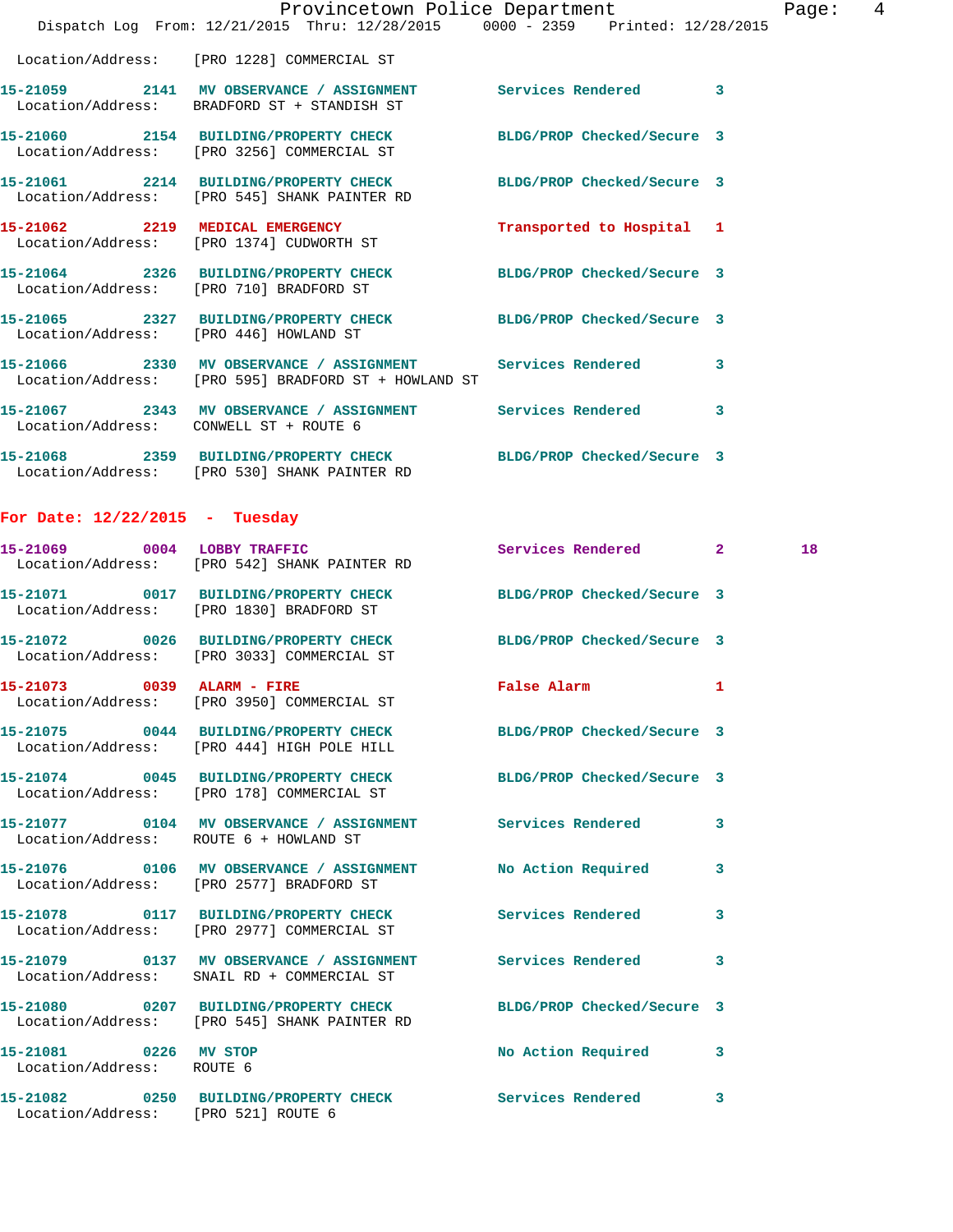Location/Address: [PRO 1228] COMMERCIAL ST

15-21059 2141 MV OBSERVANCE / ASSIGNMENT Services Rendered 3
Location/Address: BRADFORD ST + STANDISH ST

15-21060 2154 BUILDING/PROPERTY CHECK BLDG/PROP Checked/Secure 3
Location/Address: [PRO 3256] COMMERCIAL ST

15-21061 2214 BUILDING/PROPERTY CHECK BLDG/PROP Checked/Secure 3
Location/Address: [PRO 545] SHANK PAINTER RD

15-21062 2219 MEDICAL EMERGENCY Transported to Hospital 1
Location/Address: [PRO 1374] CUDWORTH ST

15-21064 2326 BUILDING/PROPERTY CHECK BLDG/PROP Checked/Secure 3
Location/Address: [PRO 710] BRADFORD ST

15-21065 2327 BUILDING/PROPERTY CHECK BLDG/PROP Checked/Secure 3
Location/Address: [PRO 446] HOWLAND ST

15-21066 2330 MV OBSERVANCE / ASSIGNMENT Services Rendered 3
Location/Address: [PRO 595] BRADFORD ST + HOWLAND ST

15-21067 2343 MV OBSERVANCE / ASSIGNMENT Services Rendered 3
Location/Address: CONWELL ST + ROUTE 6

15-21068 2359 BUILDING/PROPERTY CHECK BLDG/PROP Checked/Secure 3
Location/Address: [PRO 530] SHANK PAINTER RD

## For Date: 12/22/2015 - Tuesday

15-21069 0004 LOBBY TRAFFIC Services Rendered 2 18
Location/Address: [PRO 542] SHANK PAINTER RD

15-21071 0017 BUILDING/PROPERTY CHECK BLDG/PROP Checked/Secure 3
Location/Address: [PRO 1830] BRADFORD ST

15-21072 0026 BUILDING/PROPERTY CHECK BLDG/PROP Checked/Secure 3
Location/Address: [PRO 3033] COMMERCIAL ST

15-21073 0039 ALARM - FIRE False Alarm 1
Location/Address: [PRO 3950] COMMERCIAL ST

15-21075 0044 BUILDING/PROPERTY CHECK BLDG/PROP Checked/Secure 3
Location/Address: [PRO 444] HIGH POLE HILL

15-21074 0045 BUILDING/PROPERTY CHECK BLDG/PROP Checked/Secure 3
Location/Address: [PRO 178] COMMERCIAL ST

15-21077 0104 MV OBSERVANCE / ASSIGNMENT Services Rendered 3
Location/Address: ROUTE 6 + HOWLAND ST

15-21076 0106 MV OBSERVANCE / ASSIGNMENT No Action Required 3
Location/Address: [PRO 2577] BRADFORD ST

15-21078 0117 BUILDING/PROPERTY CHECK Services Rendered 3
Location/Address: [PRO 2977] COMMERCIAL ST

15-21079 0137 MV OBSERVANCE / ASSIGNMENT Services Rendered 3
Location/Address: SNAIL RD + COMMERCIAL ST

15-21080 0207 BUILDING/PROPERTY CHECK BLDG/PROP Checked/Secure 3
Location/Address: [PRO 545] SHANK PAINTER RD

15-21081 0226 MV STOP No Action Required 3
Location/Address: ROUTE 6

15-21082 0250 BUILDING/PROPERTY CHECK Services Rendered 3
Location/Address: [PRO 521] ROUTE 6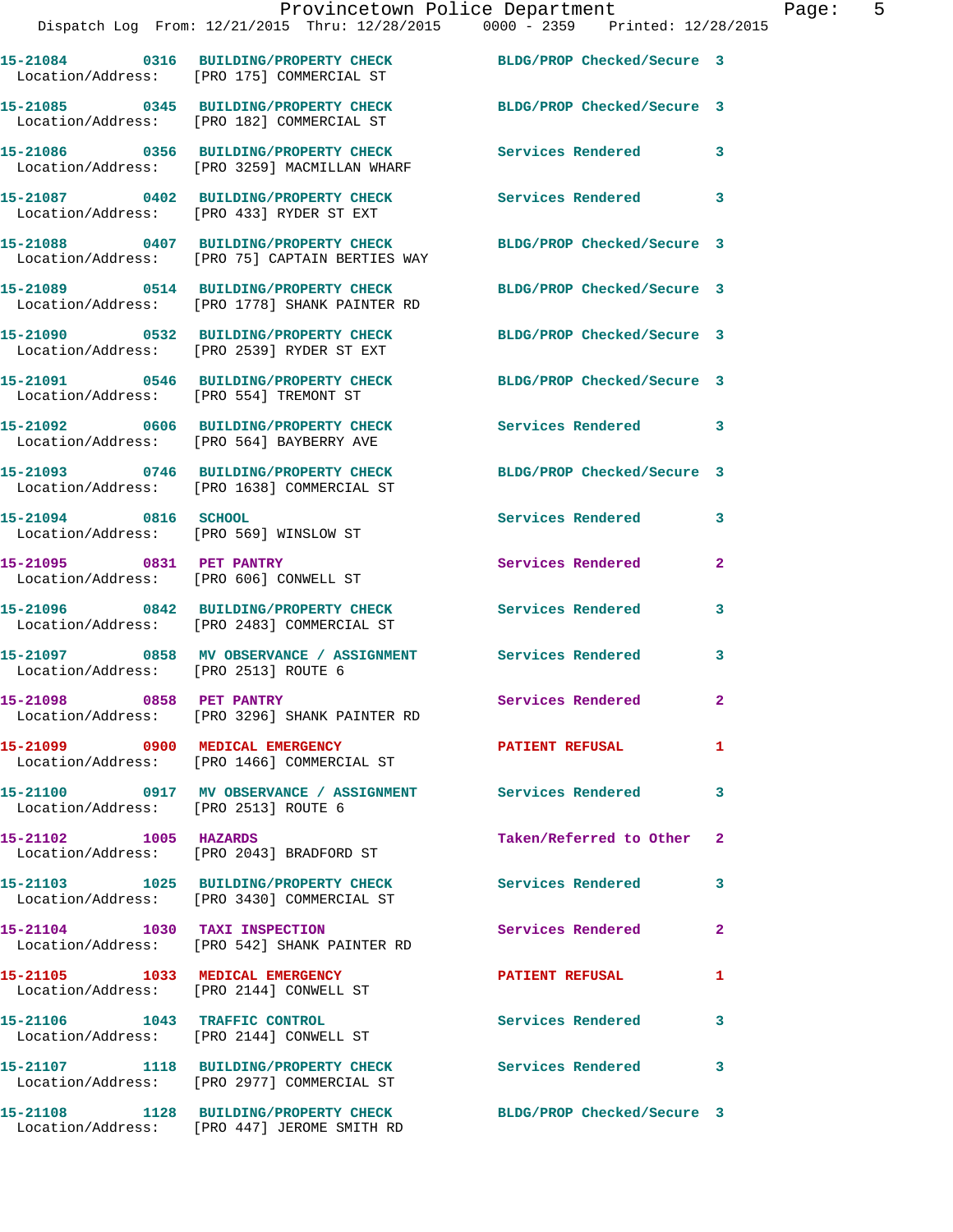| Call Number | Time | Call Reason | Action | Priority |
|---|---|---|---|---|
| 15-21084 | 0316 | BUILDING/PROPERTY CHECK | BLDG/PROP Checked/Secure | 3 |
| Location/Address: | [PRO 175] COMMERCIAL ST | | | |
| 15-21085 | 0345 | BUILDING/PROPERTY CHECK | BLDG/PROP Checked/Secure | 3 |
| Location/Address: | [PRO 182] COMMERCIAL ST | | | |
| 15-21086 | 0356 | BUILDING/PROPERTY CHECK | Services Rendered | 3 |
| Location/Address: | [PRO 3259] MACMILLAN WHARF | | | |
| 15-21087 | 0402 | BUILDING/PROPERTY CHECK | Services Rendered | 3 |
| Location/Address: | [PRO 433] RYDER ST EXT | | | |
| 15-21088 | 0407 | BUILDING/PROPERTY CHECK | BLDG/PROP Checked/Secure | 3 |
| Location/Address: | [PRO 75] CAPTAIN BERTIES WAY | | | |
| 15-21089 | 0514 | BUILDING/PROPERTY CHECK | BLDG/PROP Checked/Secure | 3 |
| Location/Address: | [PRO 1778] SHANK PAINTER RD | | | |
| 15-21090 | 0532 | BUILDING/PROPERTY CHECK | BLDG/PROP Checked/Secure | 3 |
| Location/Address: | [PRO 2539] RYDER ST EXT | | | |
| 15-21091 | 0546 | BUILDING/PROPERTY CHECK | BLDG/PROP Checked/Secure | 3 |
| Location/Address: | [PRO 554] TREMONT ST | | | |
| 15-21092 | 0606 | BUILDING/PROPERTY CHECK | Services Rendered | 3 |
| Location/Address: | [PRO 564] BAYBERRY AVE | | | |
| 15-21093 | 0746 | BUILDING/PROPERTY CHECK | BLDG/PROP Checked/Secure | 3 |
| Location/Address: | [PRO 1638] COMMERCIAL ST | | | |
| 15-21094 | 0816 | SCHOOL | Services Rendered | 3 |
| Location/Address: | [PRO 569] WINSLOW ST | | | |
| 15-21095 | 0831 | PET PANTRY | Services Rendered | 2 |
| Location/Address: | [PRO 606] CONWELL ST | | | |
| 15-21096 | 0842 | BUILDING/PROPERTY CHECK | Services Rendered | 3 |
| Location/Address: | [PRO 2483] COMMERCIAL ST | | | |
| 15-21097 | 0858 | MV OBSERVANCE / ASSIGNMENT | Services Rendered | 3 |
| Location/Address: | [PRO 2513] ROUTE 6 | | | |
| 15-21098 | 0858 | PET PANTRY | Services Rendered | 2 |
| Location/Address: | [PRO 3296] SHANK PAINTER RD | | | |
| 15-21099 | 0900 | MEDICAL EMERGENCY | PATIENT REFUSAL | 1 |
| Location/Address: | [PRO 1466] COMMERCIAL ST | | | |
| 15-21100 | 0917 | MV OBSERVANCE / ASSIGNMENT | Services Rendered | 3 |
| Location/Address: | [PRO 2513] ROUTE 6 | | | |
| 15-21102 | 1005 | HAZARDS | Taken/Referred to Other | 2 |
| Location/Address: | [PRO 2043] BRADFORD ST | | | |
| 15-21103 | 1025 | BUILDING/PROPERTY CHECK | Services Rendered | 3 |
| Location/Address: | [PRO 3430] COMMERCIAL ST | | | |
| 15-21104 | 1030 | TAXI INSPECTION | Services Rendered | 2 |
| Location/Address: | [PRO 542] SHANK PAINTER RD | | | |
| 15-21105 | 1033 | MEDICAL EMERGENCY | PATIENT REFUSAL | 1 |
| Location/Address: | [PRO 2144] CONWELL ST | | | |
| 15-21106 | 1043 | TRAFFIC CONTROL | Services Rendered | 3 |
| Location/Address: | [PRO 2144] CONWELL ST | | | |
| 15-21107 | 1118 | BUILDING/PROPERTY CHECK | Services Rendered | 3 |
| Location/Address: | [PRO 2977] COMMERCIAL ST | | | |
| 15-21108 | 1128 | BUILDING/PROPERTY CHECK | BLDG/PROP Checked/Secure | 3 |
| Location/Address: | [PRO 447] JEROME SMITH RD | | | |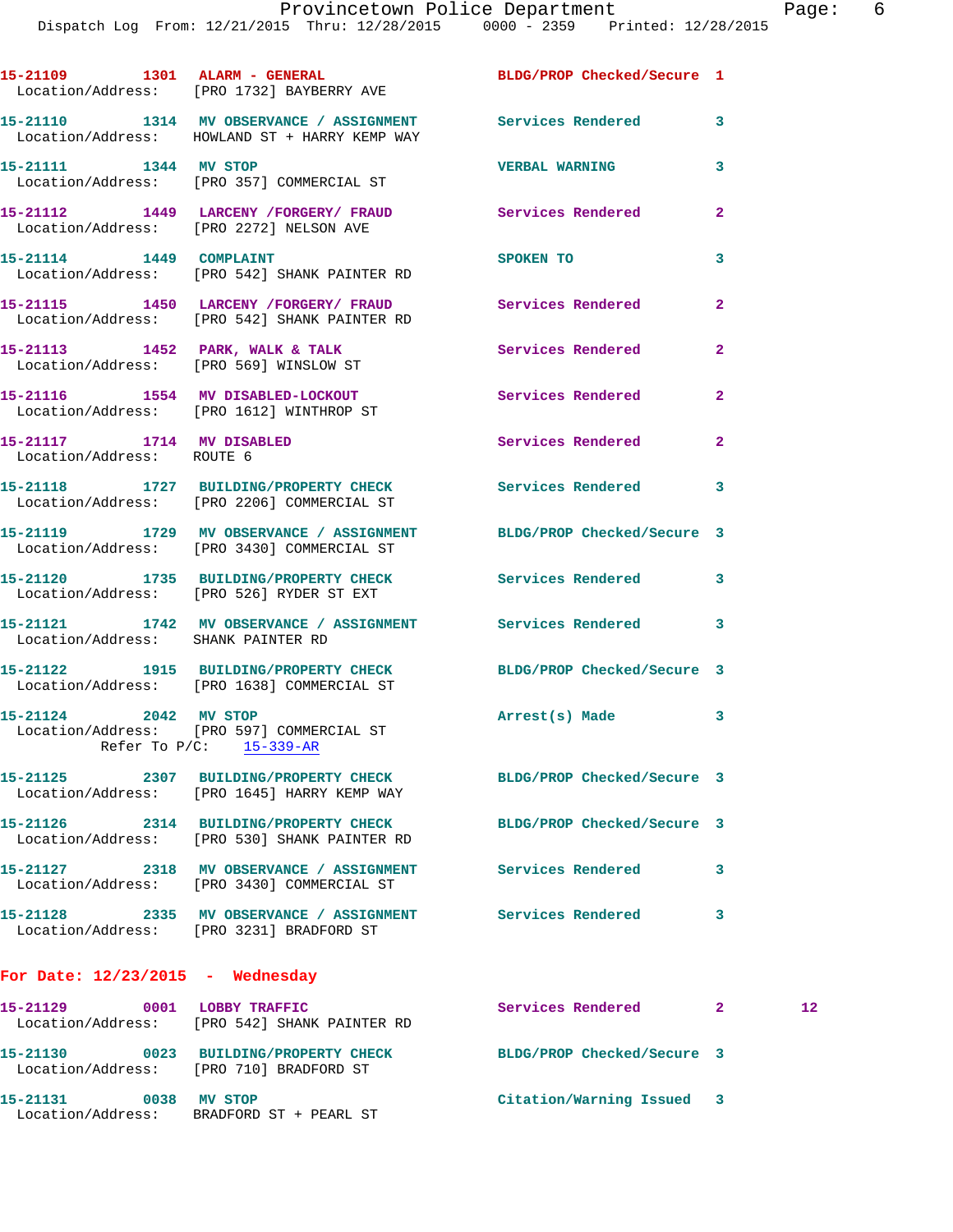15-21109 1301 ALARM - GENERAL BLDG/PROP Checked/Secure 1
Location/Address: [PRO 1732] BAYBERRY AVE

15-21110 1314 MV OBSERVANCE / ASSIGNMENT Services Rendered 3
Location/Address: HOWLAND ST + HARRY KEMP WAY

15-21111 1344 MV STOP VERBAL WARNING 3
Location/Address: [PRO 357] COMMERCIAL ST

15-21112 1449 LARCENY /FORGERY/ FRAUD Services Rendered 2
Location/Address: [PRO 2272] NELSON AVE

15-21114 1449 COMPLAINT SPOKEN TO 3
Location/Address: [PRO 542] SHANK PAINTER RD

15-21115 1450 LARCENY /FORGERY/ FRAUD Services Rendered 2
Location/Address: [PRO 542] SHANK PAINTER RD

15-21113 1452 PARK, WALK & TALK Services Rendered 2
Location/Address: [PRO 569] WINSLOW ST

15-21116 1554 MV DISABLED-LOCKOUT Services Rendered 2
Location/Address: [PRO 1612] WINTHROP ST

15-21117 1714 MV DISABLED Services Rendered 2
Location/Address: ROUTE 6

15-21118 1727 BUILDING/PROPERTY CHECK Services Rendered 3
Location/Address: [PRO 2206] COMMERCIAL ST

15-21119 1729 MV OBSERVANCE / ASSIGNMENT BLDG/PROP Checked/Secure 3
Location/Address: [PRO 3430] COMMERCIAL ST

15-21120 1735 BUILDING/PROPERTY CHECK Services Rendered 3
Location/Address: [PRO 526] RYDER ST EXT

15-21121 1742 MV OBSERVANCE / ASSIGNMENT Services Rendered 3
Location/Address: SHANK PAINTER RD

15-21122 1915 BUILDING/PROPERTY CHECK BLDG/PROP Checked/Secure 3
Location/Address: [PRO 1638] COMMERCIAL ST

15-21124 2042 MV STOP Arrest(s) Made 3
Location/Address: [PRO 597] COMMERCIAL ST
Refer To P/C: 15-339-AR

15-21125 2307 BUILDING/PROPERTY CHECK BLDG/PROP Checked/Secure 3
Location/Address: [PRO 1645] HARRY KEMP WAY

15-21126 2314 BUILDING/PROPERTY CHECK BLDG/PROP Checked/Secure 3
Location/Address: [PRO 530] SHANK PAINTER RD

15-21127 2318 MV OBSERVANCE / ASSIGNMENT Services Rendered 3
Location/Address: [PRO 3430] COMMERCIAL ST

15-21128 2335 MV OBSERVANCE / ASSIGNMENT Services Rendered 3
Location/Address: [PRO 3231] BRADFORD ST

## For Date: 12/23/2015 - Wednesday

15-21129 0001 LOBBY TRAFFIC Services Rendered 2 12
Location/Address: [PRO 542] SHANK PAINTER RD

15-21130 0023 BUILDING/PROPERTY CHECK BLDG/PROP Checked/Secure 3
Location/Address: [PRO 710] BRADFORD ST

15-21131 0038 MV STOP Citation/Warning Issued 3
Location/Address: BRADFORD ST + PEARL ST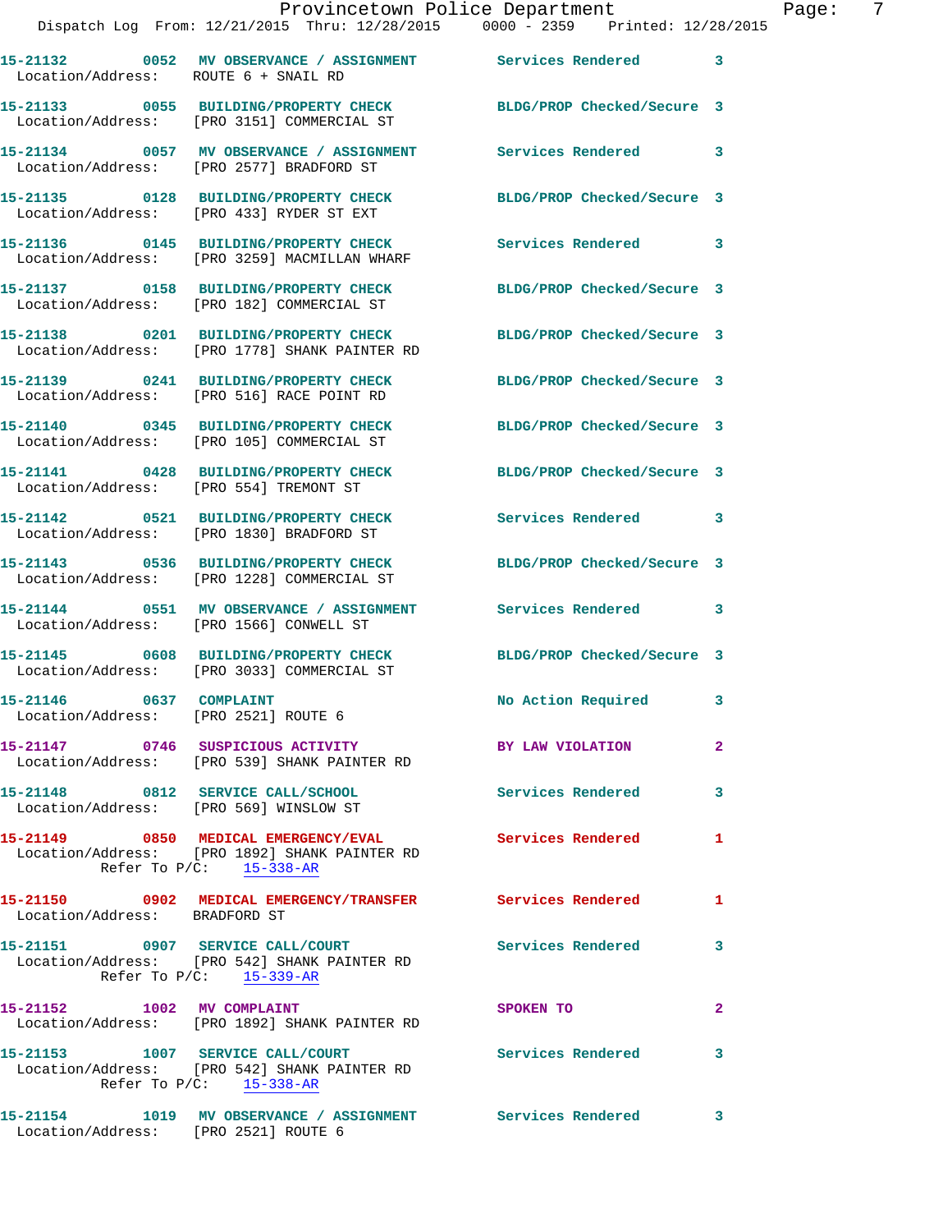15-21132 0052 MV OBSERVANCE / ASSIGNMENT Services Rendered 3
Location/Address: ROUTE 6 + SNAIL RD

15-21133 0055 BUILDING/PROPERTY CHECK BLDG/PROP Checked/Secure 3
Location/Address: [PRO 3151] COMMERCIAL ST

15-21134 0057 MV OBSERVANCE / ASSIGNMENT Services Rendered 3
Location/Address: [PRO 2577] BRADFORD ST

15-21135 0128 BUILDING/PROPERTY CHECK BLDG/PROP Checked/Secure 3
Location/Address: [PRO 433] RYDER ST EXT

15-21136 0145 BUILDING/PROPERTY CHECK Services Rendered 3
Location/Address: [PRO 3259] MACMILLAN WHARF

15-21137 0158 BUILDING/PROPERTY CHECK BLDG/PROP Checked/Secure 3
Location/Address: [PRO 182] COMMERCIAL ST

15-21138 0201 BUILDING/PROPERTY CHECK BLDG/PROP Checked/Secure 3
Location/Address: [PRO 1778] SHANK PAINTER RD

15-21139 0241 BUILDING/PROPERTY CHECK BLDG/PROP Checked/Secure 3
Location/Address: [PRO 516] RACE POINT RD

15-21140 0345 BUILDING/PROPERTY CHECK BLDG/PROP Checked/Secure 3
Location/Address: [PRO 105] COMMERCIAL ST

15-21141 0428 BUILDING/PROPERTY CHECK BLDG/PROP Checked/Secure 3
Location/Address: [PRO 554] TREMONT ST

15-21142 0521 BUILDING/PROPERTY CHECK Services Rendered 3
Location/Address: [PRO 1830] BRADFORD ST

15-21143 0536 BUILDING/PROPERTY CHECK BLDG/PROP Checked/Secure 3
Location/Address: [PRO 1228] COMMERCIAL ST

15-21144 0551 MV OBSERVANCE / ASSIGNMENT Services Rendered 3
Location/Address: [PRO 1566] CONWELL ST

15-21145 0608 BUILDING/PROPERTY CHECK BLDG/PROP Checked/Secure 3
Location/Address: [PRO 3033] COMMERCIAL ST

15-21146 0637 COMPLAINT No Action Required 3
Location/Address: [PRO 2521] ROUTE 6

15-21147 0746 SUSPICIOUS ACTIVITY BY LAW VIOLATION 2
Location/Address: [PRO 539] SHANK PAINTER RD

15-21148 0812 SERVICE CALL/SCHOOL Services Rendered 3
Location/Address: [PRO 569] WINSLOW ST

15-21149 0850 MEDICAL EMERGENCY/EVAL Services Rendered 1
Location/Address: [PRO 1892] SHANK PAINTER RD
Refer To P/C: 15-338-AR

15-21150 0902 MEDICAL EMERGENCY/TRANSFER Services Rendered 1
Location/Address: BRADFORD ST

15-21151 0907 SERVICE CALL/COURT Services Rendered 3
Location/Address: [PRO 542] SHANK PAINTER RD
Refer To P/C: 15-339-AR

15-21152 1002 MV COMPLAINT SPOKEN TO 2
Location/Address: [PRO 1892] SHANK PAINTER RD

15-21153 1007 SERVICE CALL/COURT Services Rendered 3
Location/Address: [PRO 542] SHANK PAINTER RD
Refer To P/C: 15-338-AR

15-21154 1019 MV OBSERVANCE / ASSIGNMENT Services Rendered 3
Location/Address: [PRO 2521] ROUTE 6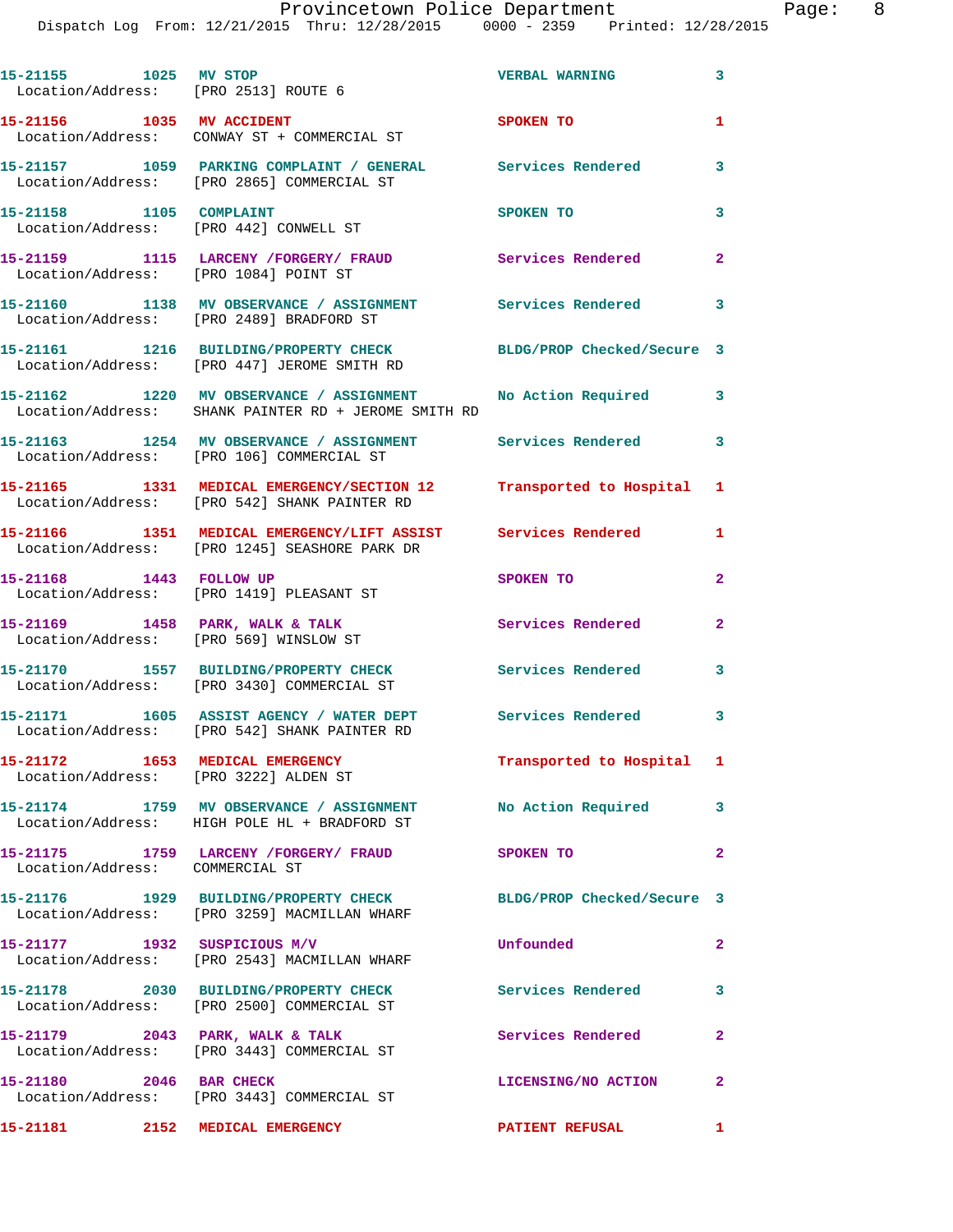15-21155 1025 MV STOP VERBAL WARNING 3
Location/Address: [PRO 2513] ROUTE 6

15-21156 1035 MV ACCIDENT SPOKEN TO 1
Location/Address: CONWAY ST + COMMERCIAL ST

15-21157 1059 PARKING COMPLAINT / GENERAL Services Rendered 3
Location/Address: [PRO 2865] COMMERCIAL ST

15-21158 1105 COMPLAINT SPOKEN TO 3
Location/Address: [PRO 442] CONWELL ST

15-21159 1115 LARCENY /FORGERY/ FRAUD Services Rendered 2
Location/Address: [PRO 1084] POINT ST

15-21160 1138 MV OBSERVANCE / ASSIGNMENT Services Rendered 3
Location/Address: [PRO 2489] BRADFORD ST

15-21161 1216 BUILDING/PROPERTY CHECK BLDG/PROP Checked/Secure 3
Location/Address: [PRO 447] JEROME SMITH RD

15-21162 1220 MV OBSERVANCE / ASSIGNMENT No Action Required 3
Location/Address: SHANK PAINTER RD + JEROME SMITH RD

15-21163 1254 MV OBSERVANCE / ASSIGNMENT Services Rendered 3
Location/Address: [PRO 106] COMMERCIAL ST

15-21165 1331 MEDICAL EMERGENCY/SECTION 12 Transported to Hospital 1
Location/Address: [PRO 542] SHANK PAINTER RD

15-21166 1351 MEDICAL EMERGENCY/LIFT ASSIST Services Rendered 1
Location/Address: [PRO 1245] SEASHORE PARK DR

15-21168 1443 FOLLOW UP SPOKEN TO 2
Location/Address: [PRO 1419] PLEASANT ST

15-21169 1458 PARK, WALK & TALK Services Rendered 2
Location/Address: [PRO 569] WINSLOW ST

15-21170 1557 BUILDING/PROPERTY CHECK Services Rendered 3
Location/Address: [PRO 3430] COMMERCIAL ST

15-21171 1605 ASSIST AGENCY / WATER DEPT Services Rendered 3
Location/Address: [PRO 542] SHANK PAINTER RD

15-21172 1653 MEDICAL EMERGENCY Transported to Hospital 1
Location/Address: [PRO 3222] ALDEN ST

15-21174 1759 MV OBSERVANCE / ASSIGNMENT No Action Required 3
Location/Address: HIGH POLE HL + BRADFORD ST

15-21175 1759 LARCENY /FORGERY/ FRAUD SPOKEN TO 2
Location/Address: COMMERCIAL ST

15-21176 1929 BUILDING/PROPERTY CHECK BLDG/PROP Checked/Secure 3
Location/Address: [PRO 3259] MACMILLAN WHARF

15-21177 1932 SUSPICIOUS M/V Unfounded 2
Location/Address: [PRO 2543] MACMILLAN WHARF

15-21178 2030 BUILDING/PROPERTY CHECK Services Rendered 3
Location/Address: [PRO 2500] COMMERCIAL ST

15-21179 2043 PARK, WALK & TALK Services Rendered 2
Location/Address: [PRO 3443] COMMERCIAL ST

15-21180 2046 BAR CHECK LICENSING/NO ACTION 2
Location/Address: [PRO 3443] COMMERCIAL ST

15-21181 2152 MEDICAL EMERGENCY PATIENT REFUSAL 1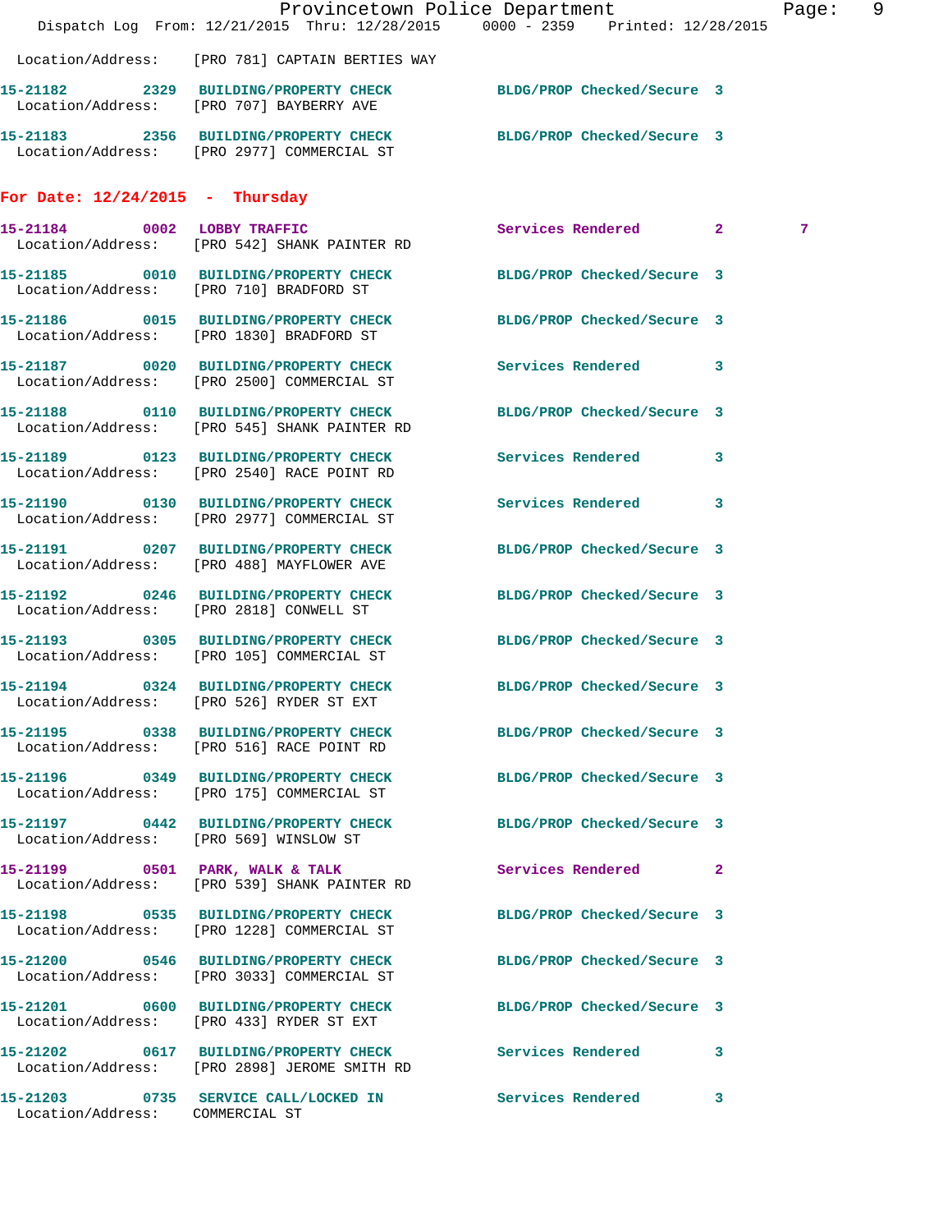Location/Address: [PRO 781] CAPTAIN BERTIES WAY

**15-21182** 2329 BUILDING/PROPERTY CHECK — BLDG/PROP Checked/Secure 3
Location/Address: [PRO 707] BAYBERRY AVE

**15-21183** 2356 BUILDING/PROPERTY CHECK — BLDG/PROP Checked/Secure 3
Location/Address: [PRO 2977] COMMERCIAL ST

## For Date: 12/24/2015 - Thursday

**15-21184** 0002 LOBBY TRAFFIC — Services Rendered 2 7
Location/Address: [PRO 542] SHANK PAINTER RD

**15-21185** 0010 BUILDING/PROPERTY CHECK — BLDG/PROP Checked/Secure 3
Location/Address: [PRO 710] BRADFORD ST

**15-21186** 0015 BUILDING/PROPERTY CHECK — BLDG/PROP Checked/Secure 3
Location/Address: [PRO 1830] BRADFORD ST

**15-21187** 0020 BUILDING/PROPERTY CHECK — Services Rendered 3
Location/Address: [PRO 2500] COMMERCIAL ST

**15-21188** 0110 BUILDING/PROPERTY CHECK — BLDG/PROP Checked/Secure 3
Location/Address: [PRO 545] SHANK PAINTER RD

**15-21189** 0123 BUILDING/PROPERTY CHECK — Services Rendered 3
Location/Address: [PRO 2540] RACE POINT RD

**15-21190** 0130 BUILDING/PROPERTY CHECK — Services Rendered 3
Location/Address: [PRO 2977] COMMERCIAL ST

**15-21191** 0207 BUILDING/PROPERTY CHECK — BLDG/PROP Checked/Secure 3
Location/Address: [PRO 488] MAYFLOWER AVE

**15-21192** 0246 BUILDING/PROPERTY CHECK — BLDG/PROP Checked/Secure 3
Location/Address: [PRO 2818] CONWELL ST

**15-21193** 0305 BUILDING/PROPERTY CHECK — BLDG/PROP Checked/Secure 3
Location/Address: [PRO 105] COMMERCIAL ST

**15-21194** 0324 BUILDING/PROPERTY CHECK — BLDG/PROP Checked/Secure 3
Location/Address: [PRO 526] RYDER ST EXT

**15-21195** 0338 BUILDING/PROPERTY CHECK — BLDG/PROP Checked/Secure 3
Location/Address: [PRO 516] RACE POINT RD

**15-21196** 0349 BUILDING/PROPERTY CHECK — BLDG/PROP Checked/Secure 3
Location/Address: [PRO 175] COMMERCIAL ST

**15-21197** 0442 BUILDING/PROPERTY CHECK — BLDG/PROP Checked/Secure 3
Location/Address: [PRO 569] WINSLOW ST

**15-21199** 0501 PARK, WALK & TALK — Services Rendered 2
Location/Address: [PRO 539] SHANK PAINTER RD

**15-21198** 0535 BUILDING/PROPERTY CHECK — BLDG/PROP Checked/Secure 3
Location/Address: [PRO 1228] COMMERCIAL ST

**15-21200** 0546 BUILDING/PROPERTY CHECK — BLDG/PROP Checked/Secure 3
Location/Address: [PRO 3033] COMMERCIAL ST

**15-21201** 0600 BUILDING/PROPERTY CHECK — BLDG/PROP Checked/Secure 3
Location/Address: [PRO 433] RYDER ST EXT

**15-21202** 0617 BUILDING/PROPERTY CHECK — Services Rendered 3
Location/Address: [PRO 2898] JEROME SMITH RD

**15-21203** 0735 SERVICE CALL/LOCKED IN — Services Rendered 3
Location/Address: COMMERCIAL ST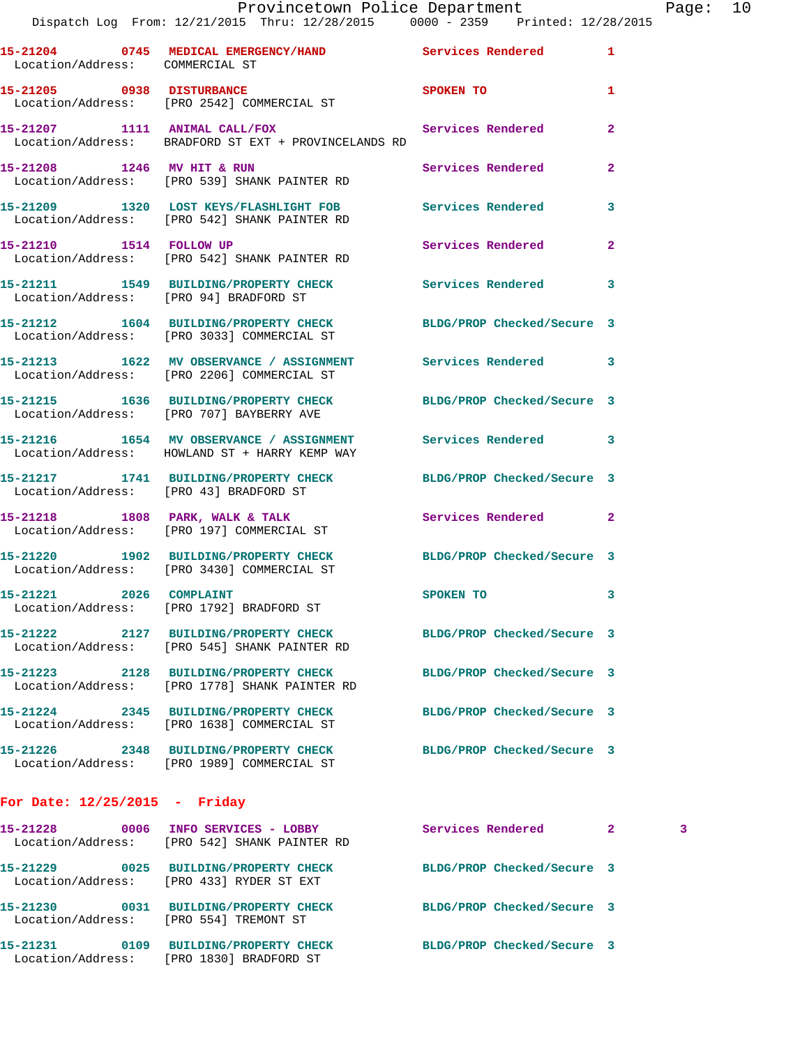15-21204 0745 MEDICAL EMERGENCY/HAND Services Rendered 1
Location/Address: COMMERCIAL ST

15-21205 0938 DISTURBANCE SPOKEN TO 1
Location/Address: [PRO 2542] COMMERCIAL ST

15-21207 1111 ANIMAL CALL/FOX Services Rendered 2
Location/Address: BRADFORD ST EXT + PROVINCELANDS RD

15-21208 1246 MV HIT & RUN Services Rendered 2
Location/Address: [PRO 539] SHANK PAINTER RD

15-21209 1320 LOST KEYS/FLASHLIGHT FOB Services Rendered 3
Location/Address: [PRO 542] SHANK PAINTER RD

15-21210 1514 FOLLOW UP Services Rendered 2
Location/Address: [PRO 542] SHANK PAINTER RD

15-21211 1549 BUILDING/PROPERTY CHECK Services Rendered 3
Location/Address: [PRO 94] BRADFORD ST

15-21212 1604 BUILDING/PROPERTY CHECK BLDG/PROP Checked/Secure 3
Location/Address: [PRO 3033] COMMERCIAL ST

15-21213 1622 MV OBSERVANCE / ASSIGNMENT Services Rendered 3
Location/Address: [PRO 2206] COMMERCIAL ST

15-21215 1636 BUILDING/PROPERTY CHECK BLDG/PROP Checked/Secure 3
Location/Address: [PRO 707] BAYBERRY AVE

15-21216 1654 MV OBSERVANCE / ASSIGNMENT Services Rendered 3
Location/Address: HOWLAND ST + HARRY KEMP WAY

15-21217 1741 BUILDING/PROPERTY CHECK BLDG/PROP Checked/Secure 3
Location/Address: [PRO 43] BRADFORD ST

15-21218 1808 PARK, WALK & TALK Services Rendered 2
Location/Address: [PRO 197] COMMERCIAL ST

15-21220 1902 BUILDING/PROPERTY CHECK BLDG/PROP Checked/Secure 3
Location/Address: [PRO 3430] COMMERCIAL ST

15-21221 2026 COMPLAINT SPOKEN TO 3
Location/Address: [PRO 1792] BRADFORD ST

15-21222 2127 BUILDING/PROPERTY CHECK BLDG/PROP Checked/Secure 3
Location/Address: [PRO 545] SHANK PAINTER RD

15-21223 2128 BUILDING/PROPERTY CHECK BLDG/PROP Checked/Secure 3
Location/Address: [PRO 1778] SHANK PAINTER RD

15-21224 2345 BUILDING/PROPERTY CHECK BLDG/PROP Checked/Secure 3
Location/Address: [PRO 1638] COMMERCIAL ST

15-21226 2348 BUILDING/PROPERTY CHECK BLDG/PROP Checked/Secure 3
Location/Address: [PRO 1989] COMMERCIAL ST

## For Date: 12/25/2015 - Friday

15-21228 0006 INFO SERVICES - LOBBY Services Rendered 2 3
Location/Address: [PRO 542] SHANK PAINTER RD

15-21229 0025 BUILDING/PROPERTY CHECK BLDG/PROP Checked/Secure 3
Location/Address: [PRO 433] RYDER ST EXT

15-21230 0031 BUILDING/PROPERTY CHECK BLDG/PROP Checked/Secure 3
Location/Address: [PRO 554] TREMONT ST

15-21231 0109 BUILDING/PROPERTY CHECK BLDG/PROP Checked/Secure 3
Location/Address: [PRO 1830] BRADFORD ST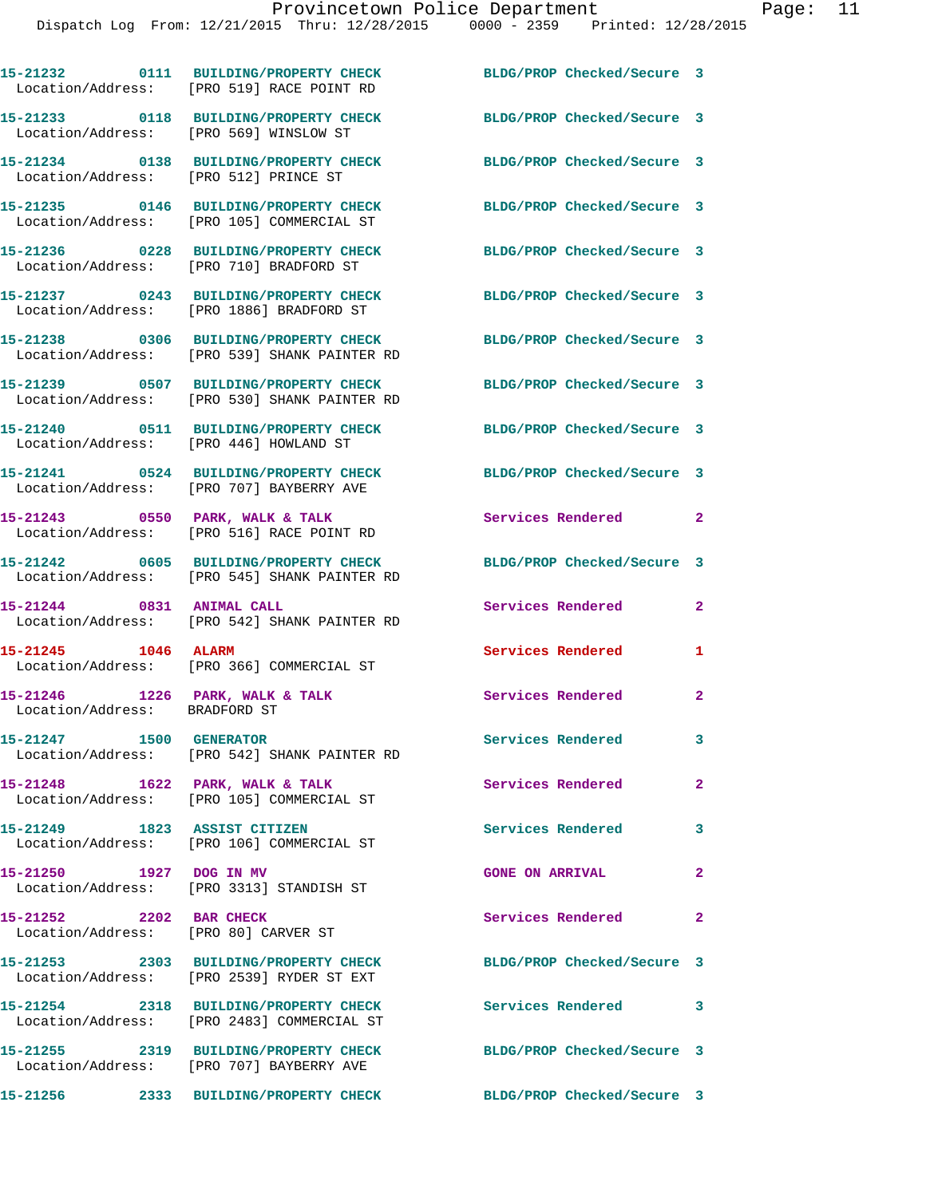15-21232 0111 BUILDING/PROPERTY CHECK BLDG/PROP Checked/Secure 3
Location/Address: [PRO 519] RACE POINT RD

15-21233 0118 BUILDING/PROPERTY CHECK BLDG/PROP Checked/Secure 3
Location/Address: [PRO 569] WINSLOW ST

15-21234 0138 BUILDING/PROPERTY CHECK BLDG/PROP Checked/Secure 3
Location/Address: [PRO 512] PRINCE ST

15-21235 0146 BUILDING/PROPERTY CHECK BLDG/PROP Checked/Secure 3
Location/Address: [PRO 105] COMMERCIAL ST

15-21236 0228 BUILDING/PROPERTY CHECK BLDG/PROP Checked/Secure 3
Location/Address: [PRO 710] BRADFORD ST

15-21237 0243 BUILDING/PROPERTY CHECK BLDG/PROP Checked/Secure 3
Location/Address: [PRO 1886] BRADFORD ST

15-21238 0306 BUILDING/PROPERTY CHECK BLDG/PROP Checked/Secure 3
Location/Address: [PRO 539] SHANK PAINTER RD

15-21239 0507 BUILDING/PROPERTY CHECK BLDG/PROP Checked/Secure 3
Location/Address: [PRO 530] SHANK PAINTER RD

15-21240 0511 BUILDING/PROPERTY CHECK BLDG/PROP Checked/Secure 3
Location/Address: [PRO 446] HOWLAND ST

15-21241 0524 BUILDING/PROPERTY CHECK BLDG/PROP Checked/Secure 3
Location/Address: [PRO 707] BAYBERRY AVE

15-21243 0550 PARK, WALK & TALK Services Rendered 2
Location/Address: [PRO 516] RACE POINT RD

15-21242 0605 BUILDING/PROPERTY CHECK BLDG/PROP Checked/Secure 3
Location/Address: [PRO 545] SHANK PAINTER RD

15-21244 0831 ANIMAL CALL Services Rendered 2
Location/Address: [PRO 542] SHANK PAINTER RD

15-21245 1046 ALARM Services Rendered 1
Location/Address: [PRO 366] COMMERCIAL ST

15-21246 1226 PARK, WALK & TALK Services Rendered 2
Location/Address: BRADFORD ST

15-21247 1500 GENERATOR Services Rendered 3
Location/Address: [PRO 542] SHANK PAINTER RD

15-21248 1622 PARK, WALK & TALK Services Rendered 2
Location/Address: [PRO 105] COMMERCIAL ST

15-21249 1823 ASSIST CITIZEN Services Rendered 3
Location/Address: [PRO 106] COMMERCIAL ST

15-21250 1927 DOG IN MV GONE ON ARRIVAL 2
Location/Address: [PRO 3313] STANDISH ST

15-21252 2202 BAR CHECK Services Rendered 2
Location/Address: [PRO 80] CARVER ST

15-21253 2303 BUILDING/PROPERTY CHECK BLDG/PROP Checked/Secure 3
Location/Address: [PRO 2539] RYDER ST EXT

15-21254 2318 BUILDING/PROPERTY CHECK Services Rendered 3
Location/Address: [PRO 2483] COMMERCIAL ST

15-21255 2319 BUILDING/PROPERTY CHECK BLDG/PROP Checked/Secure 3
Location/Address: [PRO 707] BAYBERRY AVE

15-21256 2333 BUILDING/PROPERTY CHECK BLDG/PROP Checked/Secure 3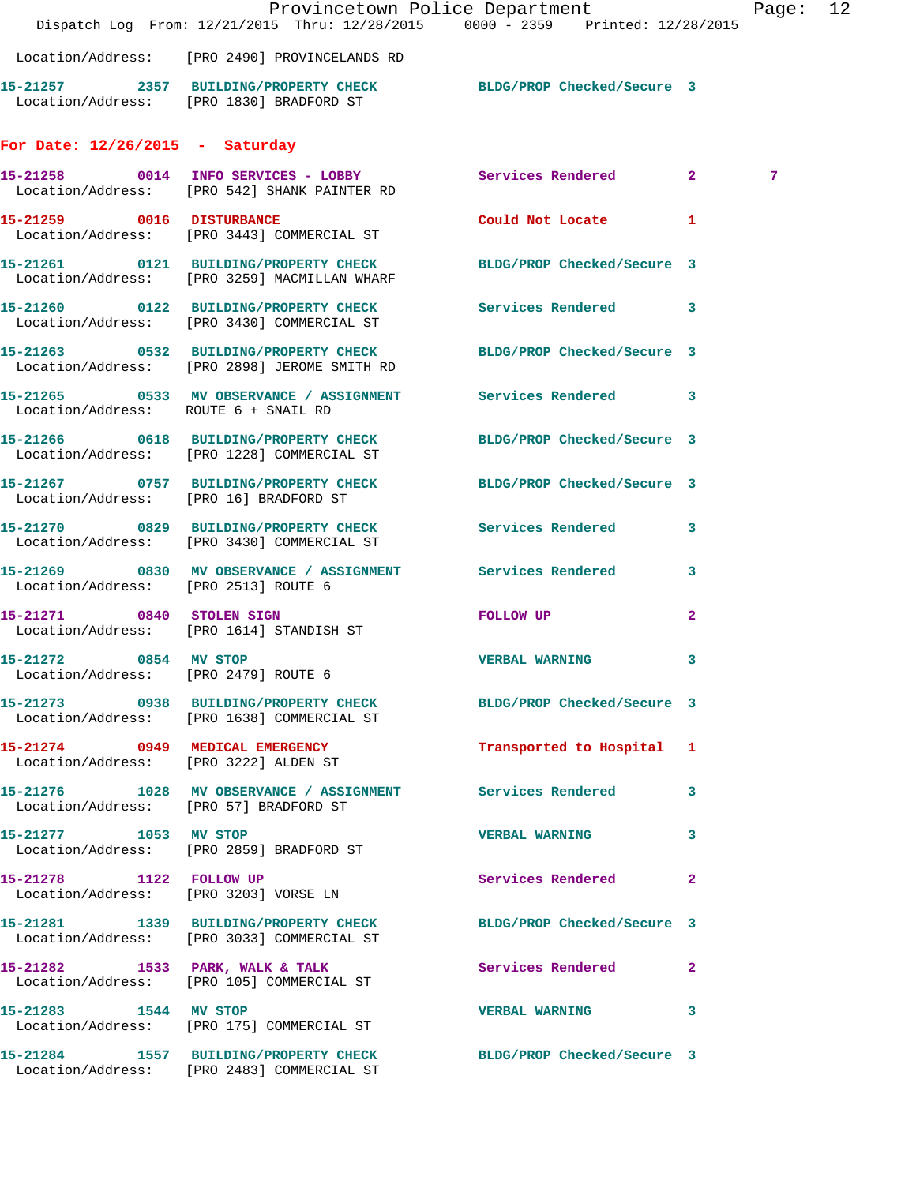Location/Address: [PRO 2490] PROVINCELANDS RD

**15-21257** 2357 BUILDING/PROPERTY CHECK BLDG/PROP Checked/Secure 3
Location/Address: [PRO 1830] BRADFORD ST

## For Date: 12/26/2015 - Saturday

**15-21258** 0014 INFO SERVICES - LOBBY Services Rendered 2 7
Location/Address: [PRO 542] SHANK PAINTER RD

**15-21259** 0016 DISTURBANCE Could Not Locate 1
Location/Address: [PRO 3443] COMMERCIAL ST

**15-21261** 0121 BUILDING/PROPERTY CHECK BLDG/PROP Checked/Secure 3
Location/Address: [PRO 3259] MACMILLAN WHARF

**15-21260** 0122 BUILDING/PROPERTY CHECK Services Rendered 3
Location/Address: [PRO 3430] COMMERCIAL ST

**15-21263** 0532 BUILDING/PROPERTY CHECK BLDG/PROP Checked/Secure 3
Location/Address: [PRO 2898] JEROME SMITH RD

**15-21265** 0533 MV OBSERVANCE / ASSIGNMENT Services Rendered 3
Location/Address: ROUTE 6 + SNAIL RD

**15-21266** 0618 BUILDING/PROPERTY CHECK BLDG/PROP Checked/Secure 3
Location/Address: [PRO 1228] COMMERCIAL ST

**15-21267** 0757 BUILDING/PROPERTY CHECK BLDG/PROP Checked/Secure 3
Location/Address: [PRO 16] BRADFORD ST

**15-21270** 0829 BUILDING/PROPERTY CHECK Services Rendered 3
Location/Address: [PRO 3430] COMMERCIAL ST

**15-21269** 0830 MV OBSERVANCE / ASSIGNMENT Services Rendered 3
Location/Address: [PRO 2513] ROUTE 6

**15-21271** 0840 STOLEN SIGN FOLLOW UP 2
Location/Address: [PRO 1614] STANDISH ST

**15-21272** 0854 MV STOP VERBAL WARNING 3
Location/Address: [PRO 2479] ROUTE 6

**15-21273** 0938 BUILDING/PROPERTY CHECK BLDG/PROP Checked/Secure 3
Location/Address: [PRO 1638] COMMERCIAL ST

**15-21274** 0949 MEDICAL EMERGENCY Transported to Hospital 1
Location/Address: [PRO 3222] ALDEN ST

**15-21276** 1028 MV OBSERVANCE / ASSIGNMENT Services Rendered 3
Location/Address: [PRO 57] BRADFORD ST

**15-21277** 1053 MV STOP VERBAL WARNING 3
Location/Address: [PRO 2859] BRADFORD ST

**15-21278** 1122 FOLLOW UP Services Rendered 2
Location/Address: [PRO 3203] VORSE LN

**15-21281** 1339 BUILDING/PROPERTY CHECK BLDG/PROP Checked/Secure 3
Location/Address: [PRO 3033] COMMERCIAL ST

**15-21282** 1533 PARK, WALK & TALK Services Rendered 2
Location/Address: [PRO 105] COMMERCIAL ST

**15-21283** 1544 MV STOP VERBAL WARNING 3
Location/Address: [PRO 175] COMMERCIAL ST

**15-21284** 1557 BUILDING/PROPERTY CHECK BLDG/PROP Checked/Secure 3
Location/Address: [PRO 2483] COMMERCIAL ST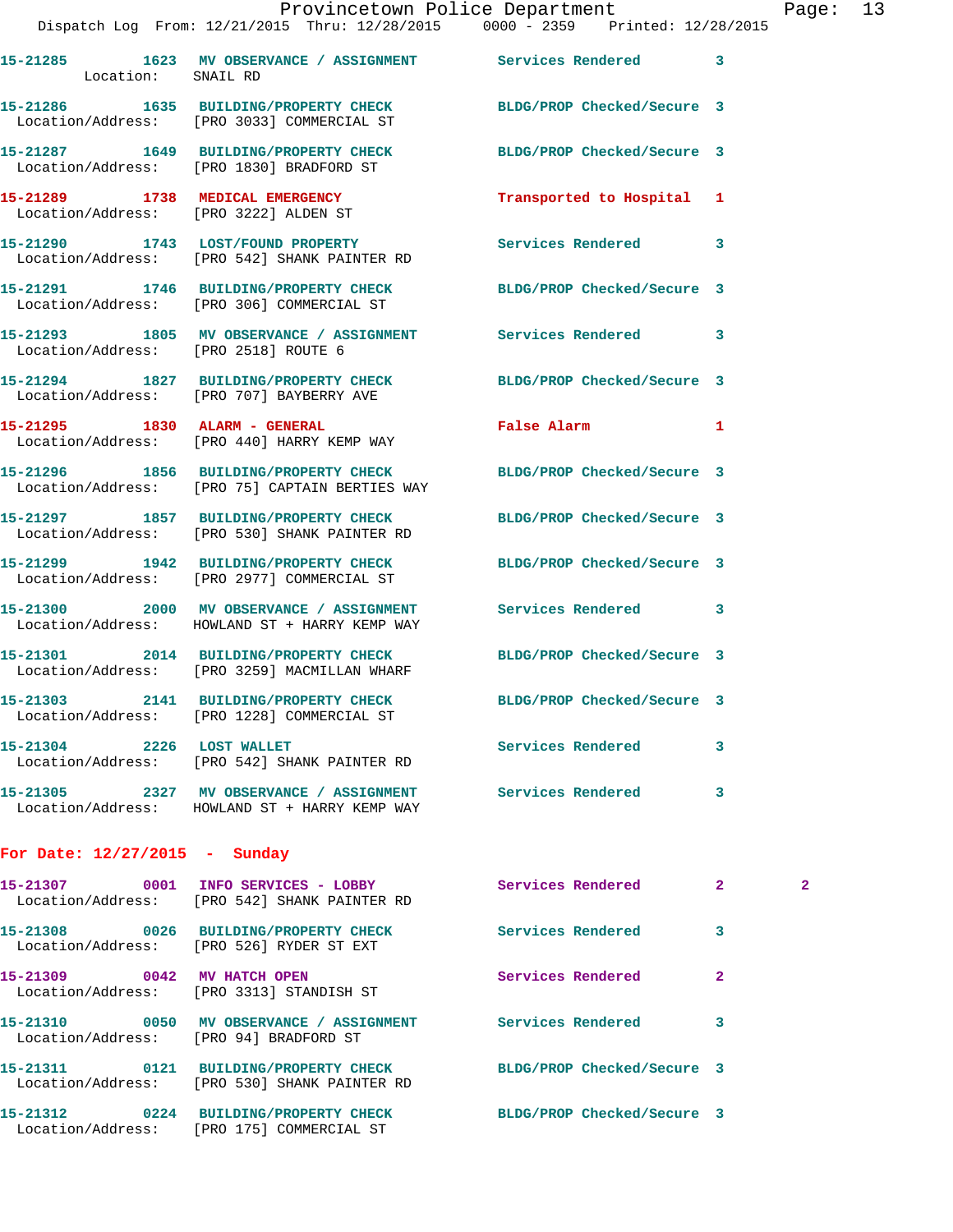**15-21285 1623 MV OBSERVANCE / ASSIGNMENT** Services Rendered 3
Location: SNAIL RD

**15-21286 1635 BUILDING/PROPERTY CHECK** BLDG/PROP Checked/Secure 3
Location/Address: [PRO 3033] COMMERCIAL ST

**15-21287 1649 BUILDING/PROPERTY CHECK** BLDG/PROP Checked/Secure 3
Location/Address: [PRO 1830] BRADFORD ST

**15-21289 1738 MEDICAL EMERGENCY** Transported to Hospital 1
Location/Address: [PRO 3222] ALDEN ST

**15-21290 1743 LOST/FOUND PROPERTY** Services Rendered 3
Location/Address: [PRO 542] SHANK PAINTER RD

**15-21291 1746 BUILDING/PROPERTY CHECK** BLDG/PROP Checked/Secure 3
Location/Address: [PRO 306] COMMERCIAL ST

**15-21293 1805 MV OBSERVANCE / ASSIGNMENT** Services Rendered 3
Location/Address: [PRO 2518] ROUTE 6

**15-21294 1827 BUILDING/PROPERTY CHECK** BLDG/PROP Checked/Secure 3
Location/Address: [PRO 707] BAYBERRY AVE

**15-21295 1830 ALARM - GENERAL** False Alarm 1
Location/Address: [PRO 440] HARRY KEMP WAY

**15-21296 1856 BUILDING/PROPERTY CHECK** BLDG/PROP Checked/Secure 3
Location/Address: [PRO 75] CAPTAIN BERTIES WAY

**15-21297 1857 BUILDING/PROPERTY CHECK** BLDG/PROP Checked/Secure 3
Location/Address: [PRO 530] SHANK PAINTER RD

**15-21299 1942 BUILDING/PROPERTY CHECK** BLDG/PROP Checked/Secure 3
Location/Address: [PRO 2977] COMMERCIAL ST

**15-21300 2000 MV OBSERVANCE / ASSIGNMENT** Services Rendered 3
Location/Address: HOWLAND ST + HARRY KEMP WAY

**15-21301 2014 BUILDING/PROPERTY CHECK** BLDG/PROP Checked/Secure 3
Location/Address: [PRO 3259] MACMILLAN WHARF

**15-21303 2141 BUILDING/PROPERTY CHECK** BLDG/PROP Checked/Secure 3
Location/Address: [PRO 1228] COMMERCIAL ST

**15-21304 2226 LOST WALLET** Services Rendered 3
Location/Address: [PRO 542] SHANK PAINTER RD

**15-21305 2327 MV OBSERVANCE / ASSIGNMENT** Services Rendered 3
Location/Address: HOWLAND ST + HARRY KEMP WAY

## For Date: 12/27/2015 - Sunday

**15-21307 0001 INFO SERVICES - LOBBY** Services Rendered 2 2
Location/Address: [PRO 542] SHANK PAINTER RD

**15-21308 0026 BUILDING/PROPERTY CHECK** Services Rendered 3
Location/Address: [PRO 526] RYDER ST EXT

**15-21309 0042 MV HATCH OPEN** Services Rendered 2
Location/Address: [PRO 3313] STANDISH ST

**15-21310 0050 MV OBSERVANCE / ASSIGNMENT** Services Rendered 3
Location/Address: [PRO 94] BRADFORD ST

**15-21311 0121 BUILDING/PROPERTY CHECK** BLDG/PROP Checked/Secure 3
Location/Address: [PRO 530] SHANK PAINTER RD

**15-21312 0224 BUILDING/PROPERTY CHECK** BLDG/PROP Checked/Secure 3
Location/Address: [PRO 175] COMMERCIAL ST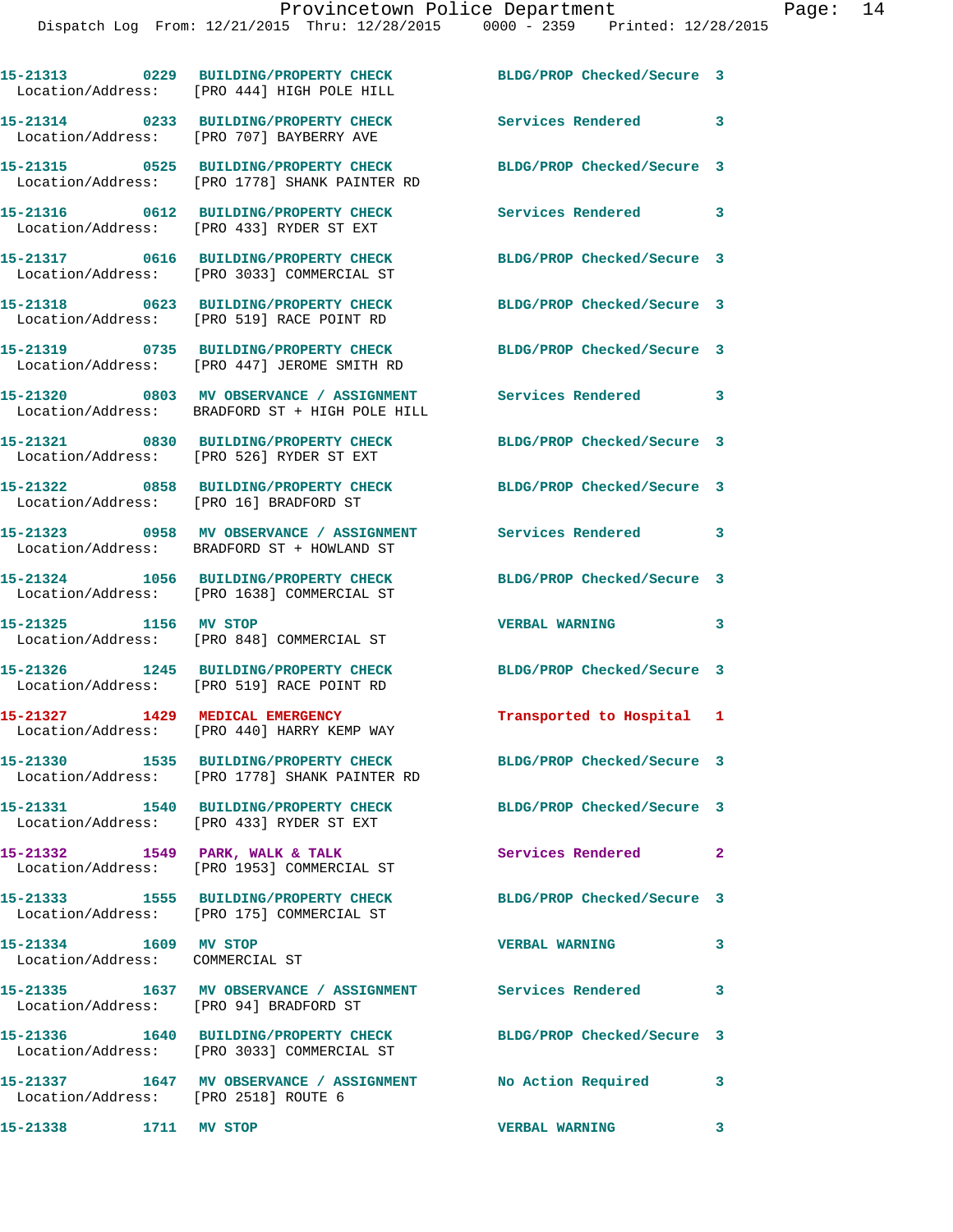```
15-21313        0229  BUILDING/PROPERTY CHECK          BLDG/PROP Checked/Secure  3
 Location/Address:    [PRO 444] HIGH POLE HILL
15-21314        0233  BUILDING/PROPERTY CHECK          Services Rendered         3
 Location/Address:    [PRO 707] BAYBERRY AVE
15-21315        0525  BUILDING/PROPERTY CHECK          BLDG/PROP Checked/Secure  3
 Location/Address:    [PRO 1778] SHANK PAINTER RD
15-21316        0612  BUILDING/PROPERTY CHECK          Services Rendered         3
 Location/Address:    [PRO 433] RYDER ST EXT
15-21317        0616  BUILDING/PROPERTY CHECK          BLDG/PROP Checked/Secure  3
 Location/Address:    [PRO 3033] COMMERCIAL ST
15-21318        0623  BUILDING/PROPERTY CHECK          BLDG/PROP Checked/Secure  3
 Location/Address:    [PRO 519] RACE POINT RD
15-21319        0735  BUILDING/PROPERTY CHECK          BLDG/PROP Checked/Secure  3
 Location/Address:    [PRO 447] JEROME SMITH RD
15-21320        0803  MV OBSERVANCE / ASSIGNMENT       Services Rendered         3
 Location/Address:    BRADFORD ST + HIGH POLE HILL
15-21321        0830  BUILDING/PROPERTY CHECK          BLDG/PROP Checked/Secure  3
 Location/Address:    [PRO 526] RYDER ST EXT
15-21322        0858  BUILDING/PROPERTY CHECK          BLDG/PROP Checked/Secure  3
 Location/Address:    [PRO 16] BRADFORD ST
15-21323        0958  MV OBSERVANCE / ASSIGNMENT       Services Rendered         3
 Location/Address:    BRADFORD ST + HOWLAND ST
15-21324        1056  BUILDING/PROPERTY CHECK          BLDG/PROP Checked/Secure  3
 Location/Address:    [PRO 1638] COMMERCIAL ST
15-21325        1156  MV STOP                          VERBAL WARNING            3
 Location/Address:    [PRO 848] COMMERCIAL ST
15-21326        1245  BUILDING/PROPERTY CHECK          BLDG/PROP Checked/Secure  3
 Location/Address:    [PRO 519] RACE POINT RD
15-21327        1429  MEDICAL EMERGENCY                Transported to Hospital   1
 Location/Address:    [PRO 440] HARRY KEMP WAY
15-21330        1535  BUILDING/PROPERTY CHECK          BLDG/PROP Checked/Secure  3
 Location/Address:    [PRO 1778] SHANK PAINTER RD
15-21331        1540  BUILDING/PROPERTY CHECK          BLDG/PROP Checked/Secure  3
 Location/Address:    [PRO 433] RYDER ST EXT
15-21332        1549  PARK, WALK & TALK                Services Rendered         2
 Location/Address:    [PRO 1953] COMMERCIAL ST
15-21333        1555  BUILDING/PROPERTY CHECK          BLDG/PROP Checked/Secure  3
 Location/Address:    [PRO 175] COMMERCIAL ST
15-21334        1609  MV STOP                          VERBAL WARNING            3
 Location/Address:    COMMERCIAL ST
15-21335        1637  MV OBSERVANCE / ASSIGNMENT       Services Rendered         3
 Location/Address:    [PRO 94] BRADFORD ST
15-21336        1640  BUILDING/PROPERTY CHECK          BLDG/PROP Checked/Secure  3
 Location/Address:    [PRO 3033] COMMERCIAL ST
15-21337        1647  MV OBSERVANCE / ASSIGNMENT       No Action Required        3
 Location/Address:    [PRO 2518] ROUTE 6
15-21338        1711  MV STOP                          VERBAL WARNING            3
```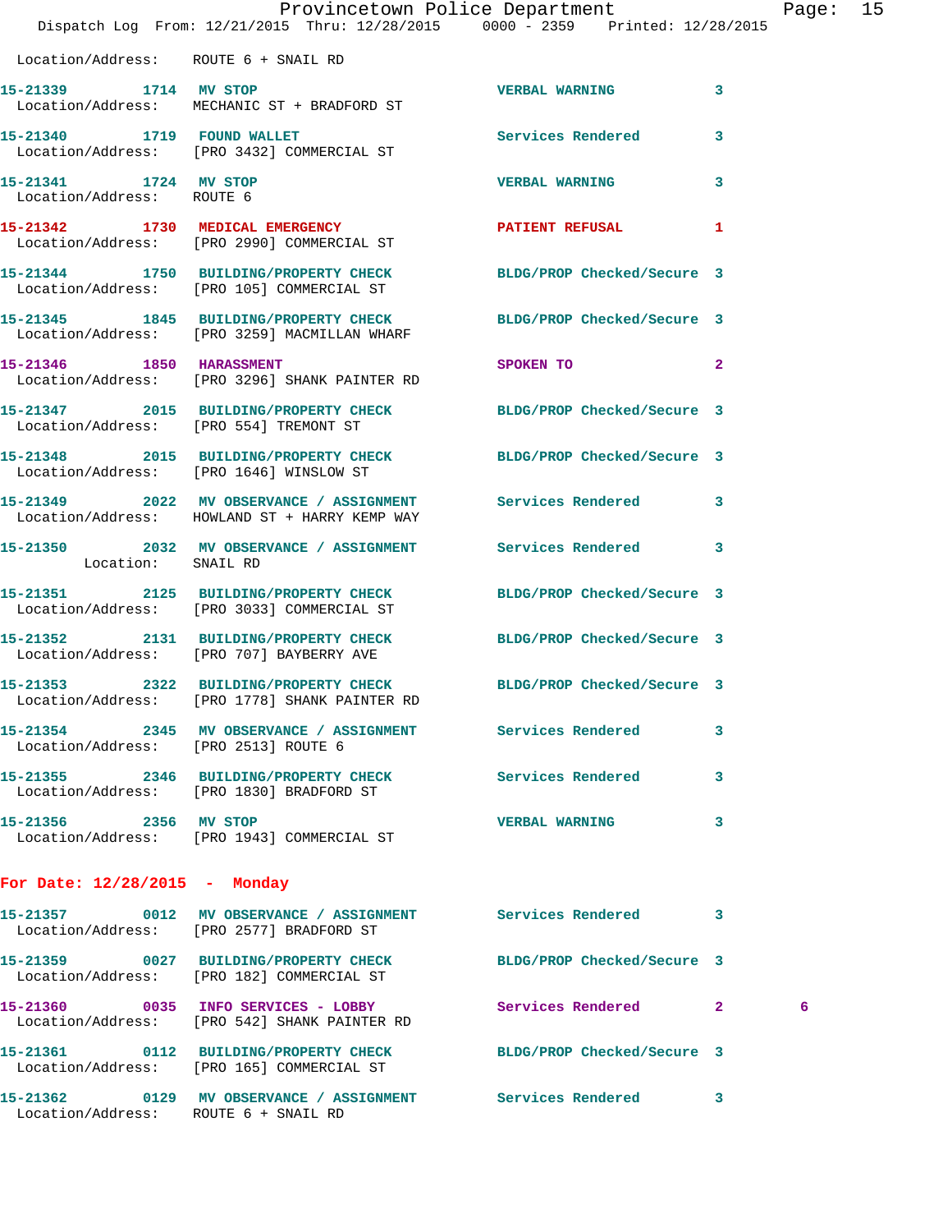Location/Address: ROUTE 6 + SNAIL RD

**15-21339 1714 MV STOP** VERBAL WARNING 3
Location/Address: MECHANIC ST + BRADFORD ST

**15-21340 1719 FOUND WALLET** Services Rendered 3
Location/Address: [PRO 3432] COMMERCIAL ST

**15-21341 1724 MV STOP** VERBAL WARNING 3
Location/Address: ROUTE 6

**15-21342 1730 MEDICAL EMERGENCY** PATIENT REFUSAL 1
Location/Address: [PRO 2990] COMMERCIAL ST

**15-21344 1750 BUILDING/PROPERTY CHECK** BLDG/PROP Checked/Secure 3
Location/Address: [PRO 105] COMMERCIAL ST

**15-21345 1845 BUILDING/PROPERTY CHECK** BLDG/PROP Checked/Secure 3
Location/Address: [PRO 3259] MACMILLAN WHARF

**15-21346 1850 HARASSMENT** SPOKEN TO 2
Location/Address: [PRO 3296] SHANK PAINTER RD

**15-21347 2015 BUILDING/PROPERTY CHECK** BLDG/PROP Checked/Secure 3
Location/Address: [PRO 554] TREMONT ST

**15-21348 2015 BUILDING/PROPERTY CHECK** BLDG/PROP Checked/Secure 3
Location/Address: [PRO 1646] WINSLOW ST

**15-21349 2022 MV OBSERVANCE / ASSIGNMENT** Services Rendered 3
Location/Address: HOWLAND ST + HARRY KEMP WAY

**15-21350 2032 MV OBSERVANCE / ASSIGNMENT** Services Rendered 3
Location: SNAIL RD

**15-21351 2125 BUILDING/PROPERTY CHECK** BLDG/PROP Checked/Secure 3
Location/Address: [PRO 3033] COMMERCIAL ST

**15-21352 2131 BUILDING/PROPERTY CHECK** BLDG/PROP Checked/Secure 3
Location/Address: [PRO 707] BAYBERRY AVE

**15-21353 2322 BUILDING/PROPERTY CHECK** BLDG/PROP Checked/Secure 3
Location/Address: [PRO 1778] SHANK PAINTER RD

**15-21354 2345 MV OBSERVANCE / ASSIGNMENT** Services Rendered 3
Location/Address: [PRO 2513] ROUTE 6

**15-21355 2346 BUILDING/PROPERTY CHECK** Services Rendered 3
Location/Address: [PRO 1830] BRADFORD ST

**15-21356 2356 MV STOP** VERBAL WARNING 3
Location/Address: [PRO 1943] COMMERCIAL ST

## For Date: 12/28/2015 - Monday

**15-21357 0012 MV OBSERVANCE / ASSIGNMENT** Services Rendered 3
Location/Address: [PRO 2577] BRADFORD ST

**15-21359 0027 BUILDING/PROPERTY CHECK** BLDG/PROP Checked/Secure 3
Location/Address: [PRO 182] COMMERCIAL ST

**15-21360 0035 INFO SERVICES - LOBBY** Services Rendered 2 6
Location/Address: [PRO 542] SHANK PAINTER RD

**15-21361 0112 BUILDING/PROPERTY CHECK** BLDG/PROP Checked/Secure 3
Location/Address: [PRO 165] COMMERCIAL ST

**15-21362 0129 MV OBSERVANCE / ASSIGNMENT** Services Rendered 3
Location/Address: ROUTE 6 + SNAIL RD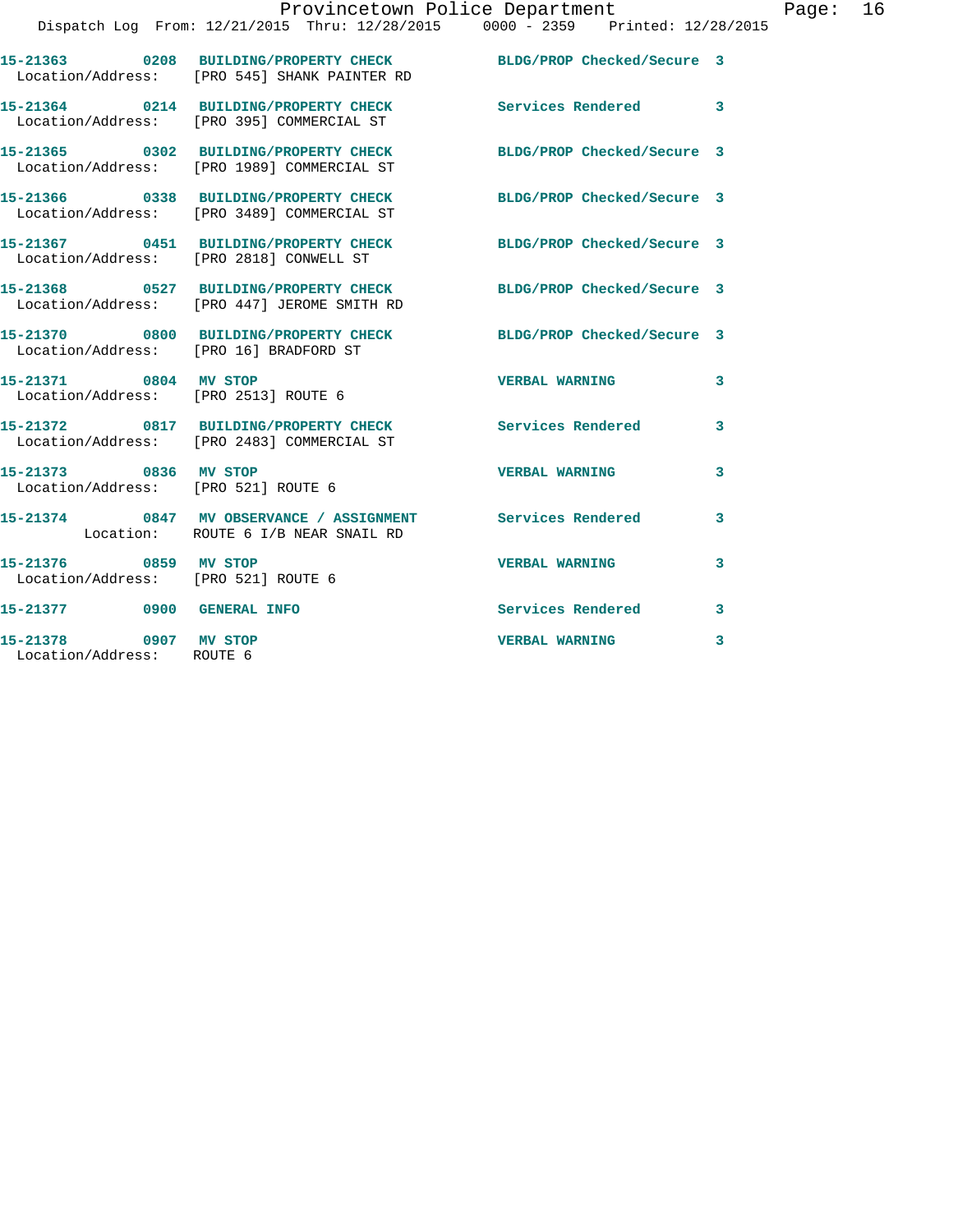**15-21363 0208 BUILDING/PROPERTY CHECK** BLDG/PROP Checked/Secure 3
Location/Address: [PRO 545] SHANK PAINTER RD

**15-21364 0214 BUILDING/PROPERTY CHECK** Services Rendered 3
Location/Address: [PRO 395] COMMERCIAL ST

**15-21365 0302 BUILDING/PROPERTY CHECK** BLDG/PROP Checked/Secure 3
Location/Address: [PRO 1989] COMMERCIAL ST

**15-21366 0338 BUILDING/PROPERTY CHECK** BLDG/PROP Checked/Secure 3
Location/Address: [PRO 3489] COMMERCIAL ST

**15-21367 0451 BUILDING/PROPERTY CHECK** BLDG/PROP Checked/Secure 3
Location/Address: [PRO 2818] CONWELL ST

**15-21368 0527 BUILDING/PROPERTY CHECK** BLDG/PROP Checked/Secure 3
Location/Address: [PRO 447] JEROME SMITH RD

**15-21370 0800 BUILDING/PROPERTY CHECK** BLDG/PROP Checked/Secure 3
Location/Address: [PRO 16] BRADFORD ST

**15-21371 0804 MV STOP** VERBAL WARNING 3
Location/Address: [PRO 2513] ROUTE 6

**15-21372 0817 BUILDING/PROPERTY CHECK** Services Rendered 3
Location/Address: [PRO 2483] COMMERCIAL ST

**15-21373 0836 MV STOP** VERBAL WARNING 3
Location/Address: [PRO 521] ROUTE 6

**15-21374 0847 MV OBSERVANCE / ASSIGNMENT** Services Rendered 3
Location: ROUTE 6 I/B NEAR SNAIL RD

**15-21376 0859 MV STOP** VERBAL WARNING 3
Location/Address: [PRO 521] ROUTE 6

**15-21377 0900 GENERAL INFO** Services Rendered 3

**15-21378 0907 MV STOP** VERBAL WARNING 3
Location/Address: ROUTE 6